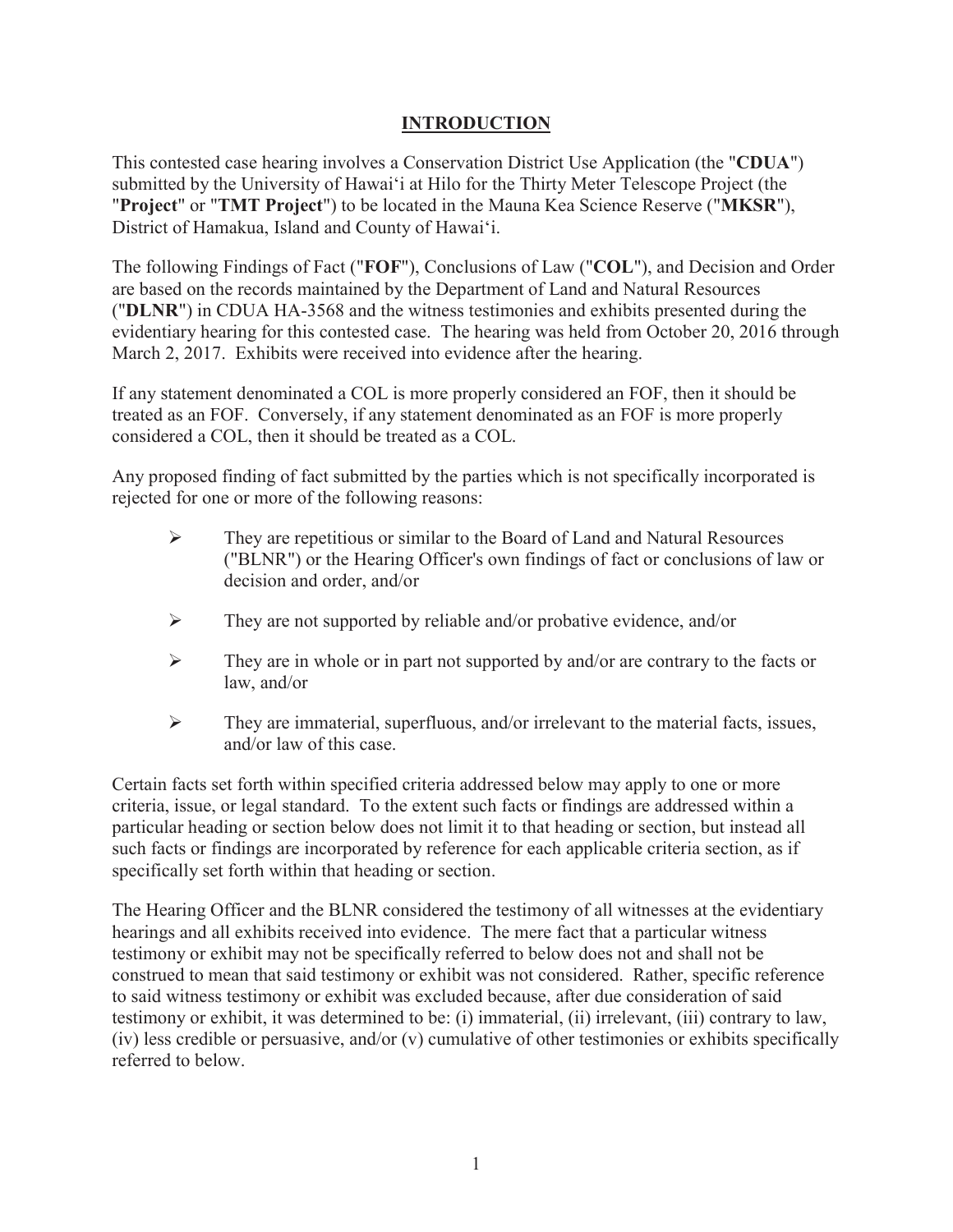## INTRODUCTION

This contested case hearing involves a Conservation District Use Application (the "**CDUA**") submitted by the University of Hawaiʻi at Hilo for the Thirty Meter Telescope Project (the "**Project**" or "**TMT Project**") to be located in the Mauna Kea Science Reserve ("**MKSR**"), District of Hamakua, Island and County of Hawaiʻi.

The following Findings of Fact ("**FOF**"), Conclusions of Law ("**COL**"), and Decision and Order are based on the records maintained by the Department of Land and Natural Resources ("**DLNR**") in CDUA HA-3568 and the witness testimonies and exhibits presented during the evidentiary hearing for this contested case. The hearing was held from October 20, 2016 through March 2, 2017. Exhibits were received into evidence after the hearing.

If any statement denominated a COL is more properly considered an FOF, then it should be treated as an FOF. Conversely, if any statement denominated as an FOF is more properly considered a COL, then it should be treated as a COL.

Any proposed finding of fact submitted by the parties which is not specifically incorporated is rejected for one or more of the following reasons:

- They are repetitious or similar to the Board of Land and Natural Resources ("BLNR") or the Hearing Officer's own findings of fact or conclusions of law or decision and order, and/or
- They are not supported by reliable and/or probative evidence, and/or
- They are in whole or in part not supported by and/or are contrary to the facts or law, and/or
- They are immaterial, superfluous, and/or irrelevant to the material facts, issues, and/or law of this case.

Certain facts set forth within specified criteria addressed below may apply to one or more criteria, issue, or legal standard. To the extent such facts or findings are addressed within a particular heading or section below does not limit it to that heading or section, but instead all such facts or findings are incorporated by reference for each applicable criteria section, as if specifically set forth within that heading or section.

The Hearing Officer and the BLNR considered the testimony of all witnesses at the evidentiary hearings and all exhibits received into evidence. The mere fact that a particular witness testimony or exhibit may not be specifically referred to below does not and shall not be construed to mean that said testimony or exhibit was not considered. Rather, specific reference to said witness testimony or exhibit was excluded because, after due consideration of said testimony or exhibit, it was determined to be: (i) immaterial, (ii) irrelevant, (iii) contrary to law, (iv) less credible or persuasive, and/or (v) cumulative of other testimonies or exhibits specifically referred to below.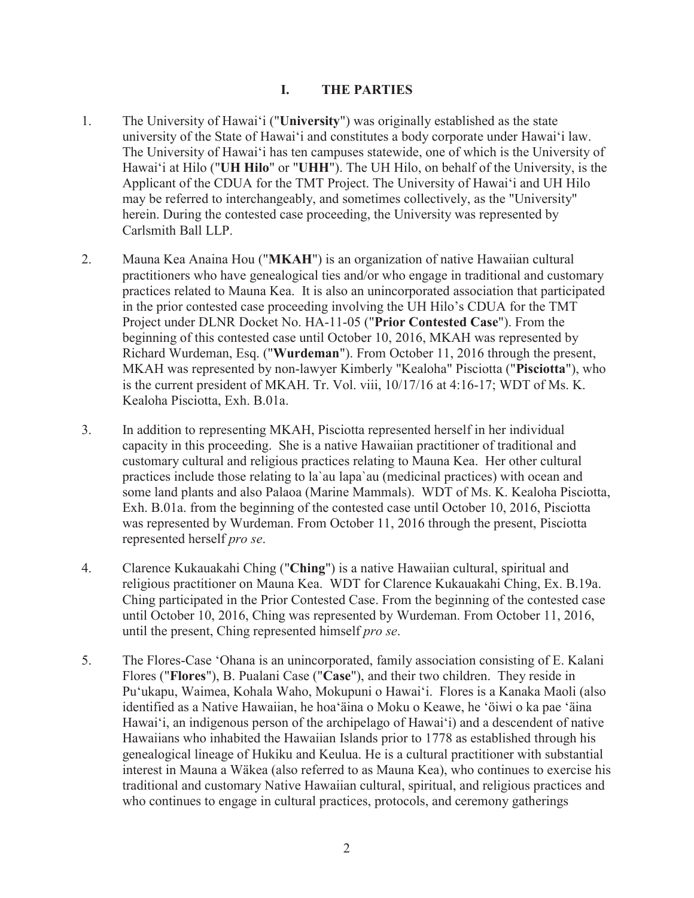## I. THE PARTIES

1. The University of Hawai'i ("**University**") was originally established as the state university of the State of Hawai'i and constitutes a body corporate under Hawai'i law. The University of Hawai'i has ten campuses statewide, one of which is the University of Hawai'i at Hilo ("**UH Hilo**" or "**UHH**"). The UH Hilo, on behalf of the University, is the Applicant of the CDUA for the TMT Project. The University of Hawai'i and UH Hilo may be referred to interchangeably, and sometimes collectively, as the "University" herein. During the contested case proceeding, the University was represented by Carlsmith Ball LLP.

2. Mauna Kea Anaina Hou ("**MKAH**") is an organization of native Hawaiian cultural practitioners who have genealogical ties and/or who engage in traditional and customary practices related to Mauna Kea. It is also an unincorporated association that participated in the prior contested case proceeding involving the UH Hilo's CDUA for the TMT Project under DLNR Docket No. HA-11-05 ("**Prior Contested Case**"). From the beginning of this contested case until October 10, 2016, MKAH was represented by Richard Wurdeman, Esq. ("**Wurdeman**"). From October 11, 2016 through the present, MKAH was represented by non-lawyer Kimberly "Kealoha" Pisciotta ("**Pisciotta**"), who is the current president of MKAH. Tr. Vol. viii, 10/17/16 at 4:16-17; WDT of Ms. K. Kealoha Pisciotta, Exh. B.01a.

3. In addition to representing MKAH, Pisciotta represented herself in her individual capacity in this proceeding. She is a native Hawaiian practitioner of traditional and customary cultural and religious practices relating to Mauna Kea. Her other cultural practices include those relating to la`au lapa`au (medicinal practices) with ocean and some land plants and also Palaoa (Marine Mammals). WDT of Ms. K. Kealoha Pisciotta, Exh. B.01a. from the beginning of the contested case until October 10, 2016, Pisciotta was represented by Wurdeman. From October 11, 2016 through the present, Pisciotta represented herself *pro se*.

4. Clarence Kukauakahi Ching ("**Ching**") is a native Hawaiian cultural, spiritual and religious practitioner on Mauna Kea. WDT for Clarence Kukauakahi Ching, Ex. B.19a. Ching participated in the Prior Contested Case. From the beginning of the contested case until October 10, 2016, Ching was represented by Wurdeman. From October 11, 2016, until the present, Ching represented himself *pro se*.

5. The Flores-Case 'Ohana is an unincorporated, family association consisting of E. Kalani Flores ("**Flores**"), B. Pualani Case ("**Case**"), and their two children. They reside in Pu'ukapu, Waimea, Kohala Waho, Mokupuni o Hawai'i. Flores is a Kanaka Maoli (also identified as a Native Hawaiian, he hoa'äina o Moku o Keawe, he 'öiwi o ka pae 'äina Hawai'i, an indigenous person of the archipelago of Hawai'i) and a descendent of native Hawaiians who inhabited the Hawaiian Islands prior to 1778 as established through his genealogical lineage of Hukiku and Keulua. He is a cultural practitioner with substantial interest in Mauna a Wäkea (also referred to as Mauna Kea), who continues to exercise his traditional and customary Native Hawaiian cultural, spiritual, and religious practices and who continues to engage in cultural practices, protocols, and ceremony gatherings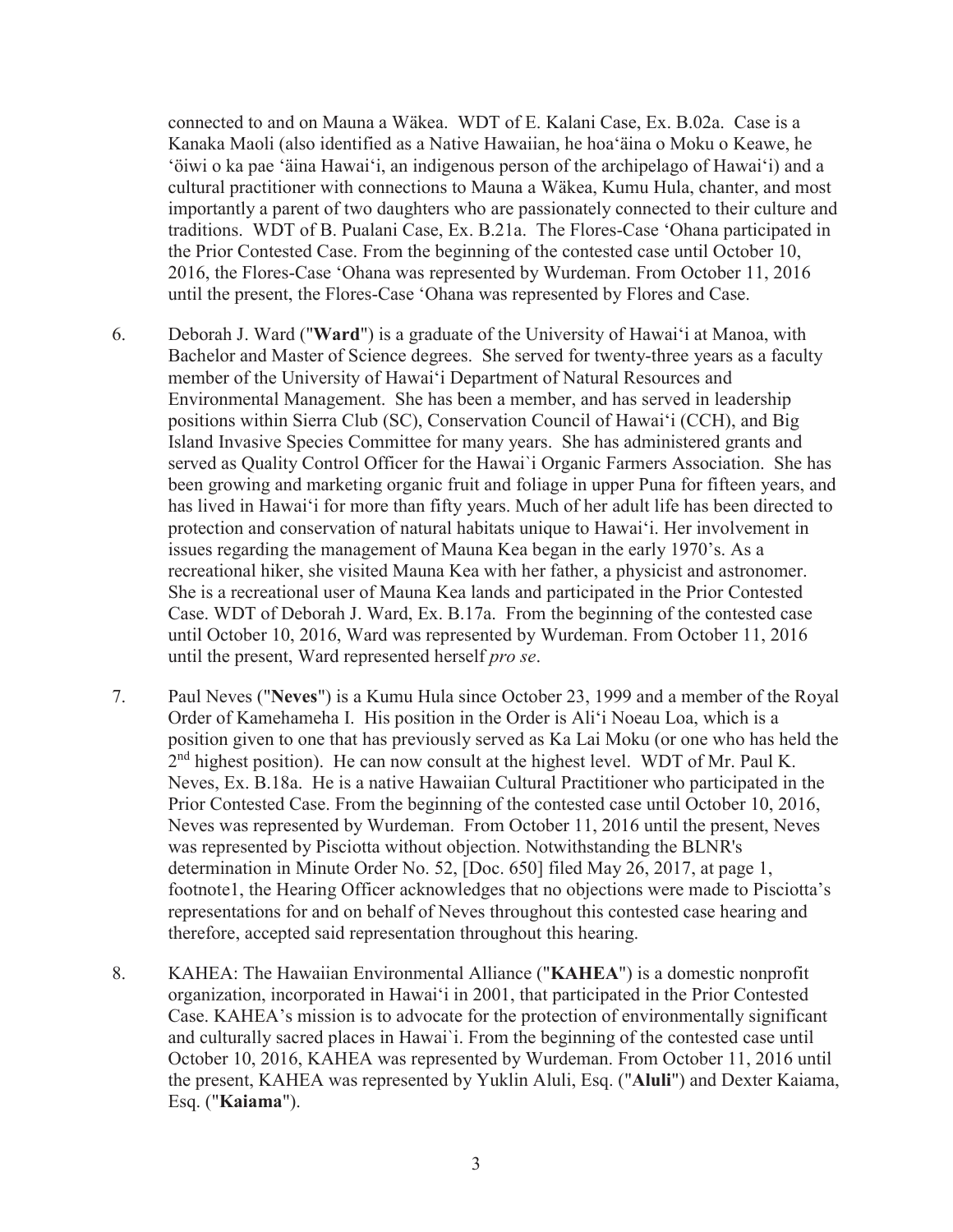connected to and on Mauna a Wäkea. WDT of E. Kalani Case, Ex. B.02a. Case is a Kanaka Maoli (also identified as a Native Hawaiian, he hoa'äina o Moku o Keawe, he 'öiwi o ka pae 'äina Hawai'i, an indigenous person of the archipelago of Hawai'i) and a cultural practitioner with connections to Mauna a Wäkea, Kumu Hula, chanter, and most importantly a parent of two daughters who are passionately connected to their culture and traditions. WDT of B. Pualani Case, Ex. B.21a. The Flores-Case 'Ohana participated in the Prior Contested Case. From the beginning of the contested case until October 10, 2016, the Flores-Case 'Ohana was represented by Wurdeman. From October 11, 2016 until the present, the Flores-Case 'Ohana was represented by Flores and Case.

6. Deborah J. Ward ("**Ward**") is a graduate of the University of Hawai'i at Manoa, with Bachelor and Master of Science degrees. She served for twenty-three years as a faculty member of the University of Hawai'i Department of Natural Resources and Environmental Management. She has been a member, and has served in leadership positions within Sierra Club (SC), Conservation Council of Hawai'i (CCH), and Big Island Invasive Species Committee for many years. She has administered grants and served as Quality Control Officer for the Hawai`i Organic Farmers Association. She has been growing and marketing organic fruit and foliage in upper Puna for fifteen years, and has lived in Hawai'i for more than fifty years. Much of her adult life has been directed to protection and conservation of natural habitats unique to Hawai'i. Her involvement in issues regarding the management of Mauna Kea began in the early 1970's. As a recreational hiker, she visited Mauna Kea with her father, a physicist and astronomer. She is a recreational user of Mauna Kea lands and participated in the Prior Contested Case. WDT of Deborah J. Ward, Ex. B.17a. From the beginning of the contested case until October 10, 2016, Ward was represented by Wurdeman. From October 11, 2016 until the present, Ward represented herself *pro se*.

7. Paul Neves ("**Neves**") is a Kumu Hula since October 23, 1999 and a member of the Royal Order of Kamehameha I. His position in the Order is Ali'i Noeau Loa, which is a position given to one that has previously served as Ka Lai Moku (or one who has held the 2nd highest position). He can now consult at the highest level. WDT of Mr. Paul K. Neves, Ex. B.18a. He is a native Hawaiian Cultural Practitioner who participated in the Prior Contested Case. From the beginning of the contested case until October 10, 2016, Neves was represented by Wurdeman. From October 11, 2016 until the present, Neves was represented by Pisciotta without objection. Notwithstanding the BLNR's determination in Minute Order No. 52, [Doc. 650] filed May 26, 2017, at page 1, footnote1, the Hearing Officer acknowledges that no objections were made to Pisciotta's representations for and on behalf of Neves throughout this contested case hearing and therefore, accepted said representation throughout this hearing.

8. KAHEA: The Hawaiian Environmental Alliance ("**KAHEA**") is a domestic nonprofit organization, incorporated in Hawai'i in 2001, that participated in the Prior Contested Case. KAHEA's mission is to advocate for the protection of environmentally significant and culturally sacred places in Hawai`i. From the beginning of the contested case until October 10, 2016, KAHEA was represented by Wurdeman. From October 11, 2016 until the present, KAHEA was represented by Yuklin Aluli, Esq. ("**Aluli**") and Dexter Kaiama, Esq. ("**Kaiama**").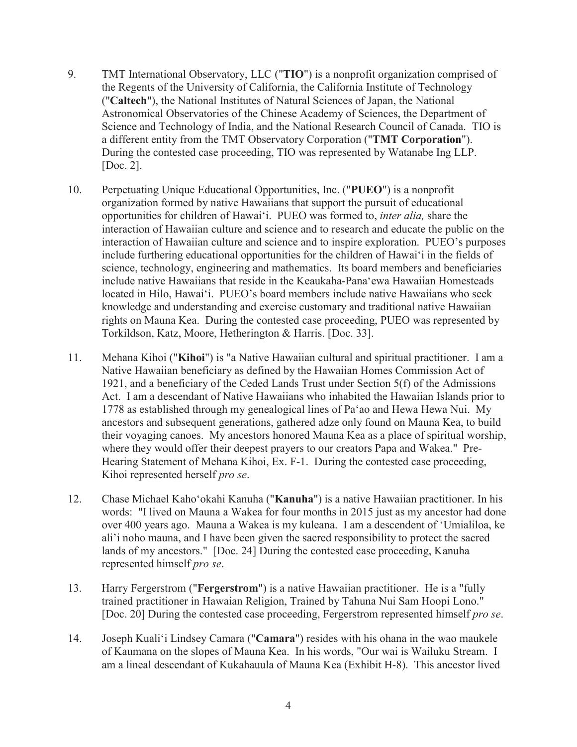9. TMT International Observatory, LLC ("**TIO**") is a nonprofit organization comprised of the Regents of the University of California, the California Institute of Technology ("**Caltech**"), the National Institutes of Natural Sciences of Japan, the National Astronomical Observatories of the Chinese Academy of Sciences, the Department of Science and Technology of India, and the National Research Council of Canada. TIO is a different entity from the TMT Observatory Corporation ("**TMT Corporation**"). During the contested case proceeding, TIO was represented by Watanabe Ing LLP. [Doc. 2].

10. Perpetuating Unique Educational Opportunities, Inc. ("**PUEO**") is a nonprofit organization formed by native Hawaiians that support the pursuit of educational opportunities for children of Hawaiʻi. PUEO was formed to, *inter alia,* share the interaction of Hawaiian culture and science and to research and educate the public on the interaction of Hawaiian culture and science and to inspire exploration. PUEO's purposes include furthering educational opportunities for the children of Hawaiʻi in the fields of science, technology, engineering and mathematics. Its board members and beneficiaries include native Hawaiians that reside in the Keaukaha-Panaʻewa Hawaiian Homesteads located in Hilo, Hawaiʻi. PUEO's board members include native Hawaiians who seek knowledge and understanding and exercise customary and traditional native Hawaiian rights on Mauna Kea. During the contested case proceeding, PUEO was represented by Torkildson, Katz, Moore, Hetherington & Harris. [Doc. 33].

11. Mehana Kihoi ("**Kihoi**") is "a Native Hawaiian cultural and spiritual practitioner. I am a Native Hawaiian beneficiary as defined by the Hawaiian Homes Commission Act of 1921, and a beneficiary of the Ceded Lands Trust under Section 5(f) of the Admissions Act. I am a descendant of Native Hawaiians who inhabited the Hawaiian Islands prior to 1778 as established through my genealogical lines of Paʻao and Hewa Hewa Nui. My ancestors and subsequent generations, gathered adze only found on Mauna Kea, to build their voyaging canoes. My ancestors honored Mauna Kea as a place of spiritual worship, where they would offer their deepest prayers to our creators Papa and Wakea." Pre-Hearing Statement of Mehana Kihoi, Ex. F-1. During the contested case proceeding, Kihoi represented herself *pro se*.

12. Chase Michael Kahoʻokahi Kanuha ("**Kanuha**") is a native Hawaiian practitioner. In his words: "I lived on Mauna a Wakea for four months in 2015 just as my ancestor had done over 400 years ago. Mauna a Wakea is my kuleana. I am a descendent of ʻUmialiloa, ke aliʻi noho mauna, and I have been given the sacred responsibility to protect the sacred lands of my ancestors." [Doc. 24] During the contested case proceeding, Kanuha represented himself *pro se*.

13. Harry Fergerstrom ("**Fergerstrom**") is a native Hawaiian practitioner. He is a "fully trained practitioner in Hawaiian Religion, Trained by Tahuna Nui Sam Hoopi Lono." [Doc. 20] During the contested case proceeding, Fergerstrom represented himself *pro se*.

14. Joseph Kualiʻi Lindsey Camara ("**Camara**") resides with his ohana in the wao maukele of Kaumana on the slopes of Mauna Kea. In his words, "Our wai is Wailuku Stream. I am a lineal descendant of Kukahauula of Mauna Kea (Exhibit H-8). This ancestor lived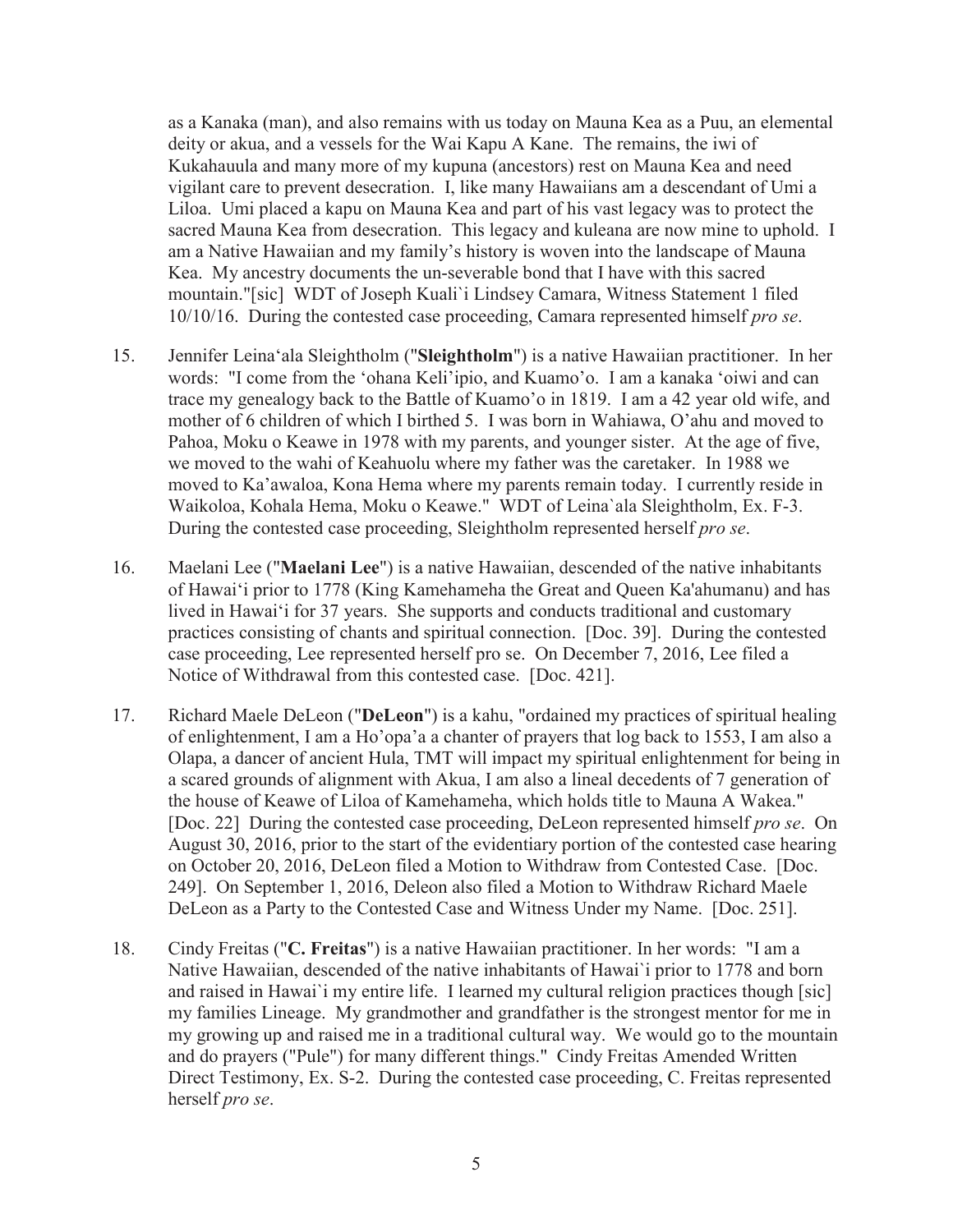as a Kanaka (man), and also remains with us today on Mauna Kea as a Puu, an elemental deity or akua, and a vessels for the Wai Kapu A Kane. The remains, the iwi of Kukahauula and many more of my kupuna (ancestors) rest on Mauna Kea and need vigilant care to prevent desecration. I, like many Hawaiians am a descendant of Umi a Liloa. Umi placed a kapu on Mauna Kea and part of his vast legacy was to protect the sacred Mauna Kea from desecration. This legacy and kuleana are now mine to uphold. I am a Native Hawaiian and my family's history is woven into the landscape of Mauna Kea. My ancestry documents the un-severable bond that I have with this sacred mountain."[sic] WDT of Joseph Kuali`i Lindsey Camara, Witness Statement 1 filed 10/10/16. During the contested case proceeding, Camara represented himself *pro se*.

15. Jennifer Leina'ala Sleightholm ("**Sleightholm**") is a native Hawaiian practitioner. In her words: "I come from the 'ohana Keli'ipio, and Kuamo'o. I am a kanaka 'oiwi and can trace my genealogy back to the Battle of Kuamo'o in 1819. I am a 42 year old wife, and mother of 6 children of which I birthed 5. I was born in Wahiawa, O'ahu and moved to Pahoa, Moku o Keawe in 1978 with my parents, and younger sister. At the age of five, we moved to the wahi of Keahuolu where my father was the caretaker. In 1988 we moved to Ka'awaloa, Kona Hema where my parents remain today. I currently reside in Waikoloa, Kohala Hema, Moku o Keawe." WDT of Leina`ala Sleightholm, Ex. F-3. During the contested case proceeding, Sleightholm represented herself *pro se*.

16. Maelani Lee ("**Maelani Lee**") is a native Hawaiian, descended of the native inhabitants of Hawai'i prior to 1778 (King Kamehameha the Great and Queen Ka'ahumanu) and has lived in Hawai'i for 37 years. She supports and conducts traditional and customary practices consisting of chants and spiritual connection. [Doc. 39]. During the contested case proceeding, Lee represented herself pro se. On December 7, 2016, Lee filed a Notice of Withdrawal from this contested case. [Doc. 421].

17. Richard Maele DeLeon ("**DeLeon**") is a kahu, "ordained my practices of spiritual healing of enlightenment, I am a Ho'opa'a a chanter of prayers that log back to 1553, I am also a Olapa, a dancer of ancient Hula, TMT will impact my spiritual enlightenment for being in a scared grounds of alignment with Akua, I am also a lineal decedents of 7 generation of the house of Keawe of Liloa of Kamehameha, which holds title to Mauna A Wakea." [Doc. 22] During the contested case proceeding, DeLeon represented himself *pro se*. On August 30, 2016, prior to the start of the evidentiary portion of the contested case hearing on October 20, 2016, DeLeon filed a Motion to Withdraw from Contested Case. [Doc. 249]. On September 1, 2016, Deleon also filed a Motion to Withdraw Richard Maele DeLeon as a Party to the Contested Case and Witness Under my Name. [Doc. 251].

18. Cindy Freitas ("**C. Freitas**") is a native Hawaiian practitioner. In her words: "I am a Native Hawaiian, descended of the native inhabitants of Hawai`i prior to 1778 and born and raised in Hawai`i my entire life. I learned my cultural religion practices though [sic] my families Lineage. My grandmother and grandfather is the strongest mentor for me in my growing up and raised me in a traditional cultural way. We would go to the mountain and do prayers ("Pule") for many different things." Cindy Freitas Amended Written Direct Testimony, Ex. S-2. During the contested case proceeding, C. Freitas represented herself *pro se*.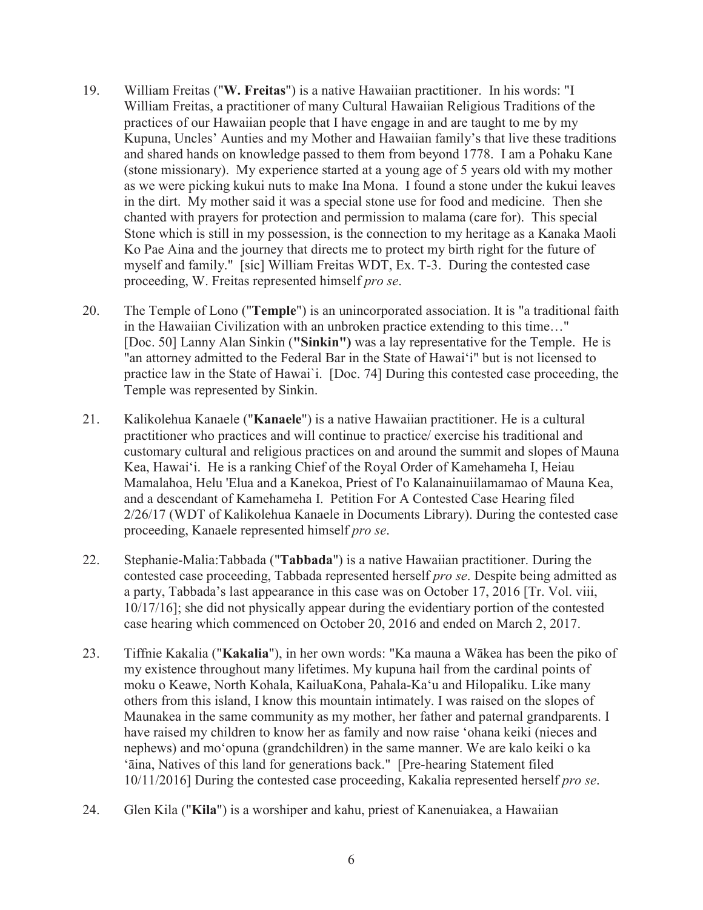19. William Freitas ("**W. Freitas**") is a native Hawaiian practitioner. In his words: "I William Freitas, a practitioner of many Cultural Hawaiian Religious Traditions of the practices of our Hawaiian people that I have engage in and are taught to me by my Kupuna, Uncles' Aunties and my Mother and Hawaiian family's that live these traditions and shared hands on knowledge passed to them from beyond 1778. I am a Pohaku Kane (stone missionary). My experience started at a young age of 5 years old with my mother as we were picking kukui nuts to make Ina Mona. I found a stone under the kukui leaves in the dirt. My mother said it was a special stone use for food and medicine. Then she chanted with prayers for protection and permission to malama (care for). This special Stone which is still in my possession, is the connection to my heritage as a Kanaka Maoli Ko Pae Aina and the journey that directs me to protect my birth right for the future of myself and family." [sic] William Freitas WDT, Ex. T-3. During the contested case proceeding, W. Freitas represented himself *pro se*.

20. The Temple of Lono ("**Temple**") is an unincorporated association. It is "a traditional faith in the Hawaiian Civilization with an unbroken practice extending to this time…" [Doc. 50] Lanny Alan Sinkin (**"Sinkin")** was a lay representative for the Temple. He is "an attorney admitted to the Federal Bar in the State of Hawai'i" but is not licensed to practice law in the State of Hawai`i. [Doc. 74] During this contested case proceeding, the Temple was represented by Sinkin.

21. Kalikolehua Kanaele ("**Kanaele**") is a native Hawaiian practitioner. He is a cultural practitioner who practices and will continue to practice/ exercise his traditional and customary cultural and religious practices on and around the summit and slopes of Mauna Kea, Hawai'i. He is a ranking Chief of the Royal Order of Kamehameha I, Heiau Mamalahoa, Helu 'Elua and a Kanekoa, Priest of I'o Kalanainuiilamamao of Mauna Kea, and a descendant of Kamehameha I. Petition For A Contested Case Hearing filed 2/26/17 (WDT of Kalikolehua Kanaele in Documents Library). During the contested case proceeding, Kanaele represented himself *pro se*.

22. Stephanie-Malia:Tabbada ("**Tabbada**") is a native Hawaiian practitioner. During the contested case proceeding, Tabbada represented herself *pro se*. Despite being admitted as a party, Tabbada's last appearance in this case was on October 17, 2016 [Tr. Vol. viii, 10/17/16]; she did not physically appear during the evidentiary portion of the contested case hearing which commenced on October 20, 2016 and ended on March 2, 2017.

23. Tiffnie Kakalia ("**Kakalia**"), in her own words: "Ka mauna a Wākea has been the piko of my existence throughout many lifetimes. My kupuna hail from the cardinal points of moku o Keawe, North Kohala, KailuaKona, Pahala-Ka'u and Hilopaliku. Like many others from this island, I know this mountain intimately. I was raised on the slopes of Maunakea in the same community as my mother, her father and paternal grandparents. I have raised my children to know her as family and now raise 'ohana keiki (nieces and nephews) and mo'opuna (grandchildren) in the same manner. We are kalo keiki o ka 'āina, Natives of this land for generations back." [Pre-hearing Statement filed 10/11/2016] During the contested case proceeding, Kakalia represented herself *pro se*.

24. Glen Kila ("**Kila**") is a worshiper and kahu, priest of Kanenuiakea, a Hawaiian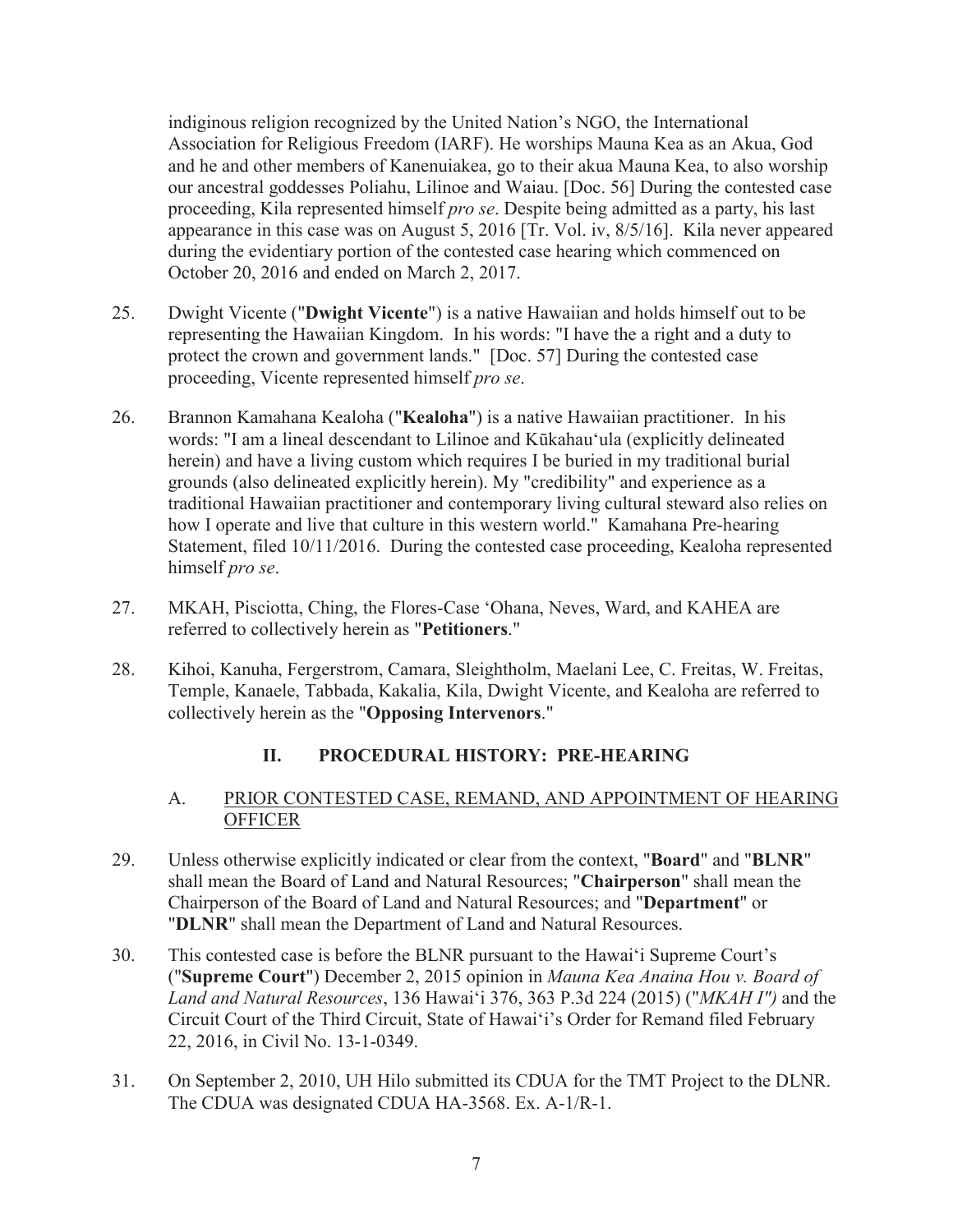indiginous religion recognized by the United Nation's NGO, the International Association for Religious Freedom (IARF). He worships Mauna Kea as an Akua, God and he and other members of Kanenuiakea, go to their akua Mauna Kea, to also worship our ancestral goddesses Poliahu, Lilinoe and Waiau. [Doc. 56] During the contested case proceeding, Kila represented himself *pro se*. Despite being admitted as a party, his last appearance in this case was on August 5, 2016 [Tr. Vol. iv, 8/5/16]. Kila never appeared during the evidentiary portion of the contested case hearing which commenced on October 20, 2016 and ended on March 2, 2017.

25. Dwight Vicente ("**Dwight Vicente**") is a native Hawaiian and holds himself out to be representing the Hawaiian Kingdom. In his words: "I have the a right and a duty to protect the crown and government lands." [Doc. 57] During the contested case proceeding, Vicente represented himself *pro se*.

26. Brannon Kamahana Kealoha ("**Kealoha**") is a native Hawaiian practitioner. In his words: "I am a lineal descendant to Lilinoe and Kūkahauʻula (explicitly delineated herein) and have a living custom which requires I be buried in my traditional burial grounds (also delineated explicitly herein). My "credibility" and experience as a traditional Hawaiian practitioner and contemporary living cultural steward also relies on how I operate and live that culture in this western world." Kamahana Pre-hearing Statement, filed 10/11/2016. During the contested case proceeding, Kealoha represented himself *pro se*.

27. MKAH, Pisciotta, Ching, the Flores-Case ʻOhana, Neves, Ward, and KAHEA are referred to collectively herein as "**Petitioners**."

28. Kihoi, Kanuha, Fergerstrom, Camara, Sleightholm, Maelani Lee, C. Freitas, W. Freitas, Temple, Kanaele, Tabbada, Kakalia, Kila, Dwight Vicente, and Kealoha are referred to collectively herein as the "**Opposing Intervenors**."

## II. PROCEDURAL HISTORY: PRE-HEARING

### A. PRIOR CONTESTED CASE, REMAND, AND APPOINTMENT OF HEARING OFFICER

29. Unless otherwise explicitly indicated or clear from the context, "**Board**" and "**BLNR**" shall mean the Board of Land and Natural Resources; "**Chairperson**" shall mean the Chairperson of the Board of Land and Natural Resources; and "**Department**" or "**DLNR**" shall mean the Department of Land and Natural Resources.

30. This contested case is before the BLNR pursuant to the Hawaiʻi Supreme Court's ("**Supreme Court**") December 2, 2015 opinion in *Mauna Kea Anaina Hou v. Board of Land and Natural Resources*, 136 Hawaiʻi 376, 363 P.3d 224 (2015) ("*MKAH I")* and the Circuit Court of the Third Circuit, State of Hawaiʻi's Order for Remand filed February 22, 2016, in Civil No. 13-1-0349.

31. On September 2, 2010, UH Hilo submitted its CDUA for the TMT Project to the DLNR. The CDUA was designated CDUA HA-3568. Ex. A-1/R-1.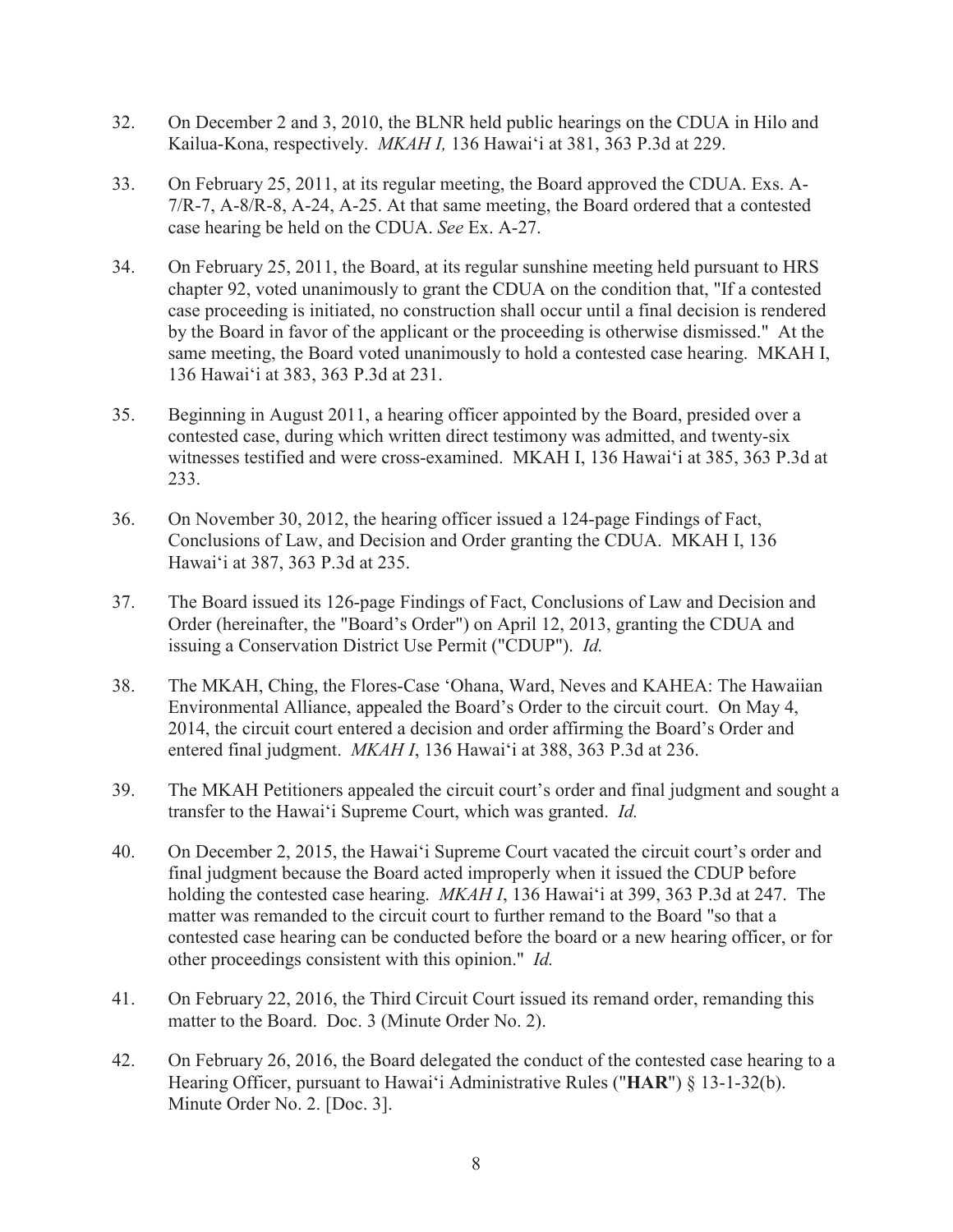32. On December 2 and 3, 2010, the BLNR held public hearings on the CDUA in Hilo and Kailua-Kona, respectively. *MKAH I,* 136 Hawaiʻi at 381, 363 P.3d at 229.

33. On February 25, 2011, at its regular meeting, the Board approved the CDUA. Exs. A-7/R-7, A-8/R-8, A-24, A-25. At that same meeting, the Board ordered that a contested case hearing be held on the CDUA. *See* Ex. A-27.

34. On February 25, 2011, the Board, at its regular sunshine meeting held pursuant to HRS chapter 92, voted unanimously to grant the CDUA on the condition that, "If a contested case proceeding is initiated, no construction shall occur until a final decision is rendered by the Board in favor of the applicant or the proceeding is otherwise dismissed." At the same meeting, the Board voted unanimously to hold a contested case hearing. MKAH I, 136 Hawaiʻi at 383, 363 P.3d at 231.

35. Beginning in August 2011, a hearing officer appointed by the Board, presided over a contested case, during which written direct testimony was admitted, and twenty-six witnesses testified and were cross-examined. MKAH I, 136 Hawaiʻi at 385, 363 P.3d at 233.

36. On November 30, 2012, the hearing officer issued a 124-page Findings of Fact, Conclusions of Law, and Decision and Order granting the CDUA. MKAH I, 136 Hawaiʻi at 387, 363 P.3d at 235.

37. The Board issued its 126-page Findings of Fact, Conclusions of Law and Decision and Order (hereinafter, the "Board's Order") on April 12, 2013, granting the CDUA and issuing a Conservation District Use Permit ("CDUP"). *Id.*

38. The MKAH, Ching, the Flores-Case ʻOhana, Ward, Neves and KAHEA: The Hawaiian Environmental Alliance, appealed the Board's Order to the circuit court. On May 4, 2014, the circuit court entered a decision and order affirming the Board's Order and entered final judgment. *MKAH I*, 136 Hawaiʻi at 388, 363 P.3d at 236.

39. The MKAH Petitioners appealed the circuit court's order and final judgment and sought a transfer to the Hawaiʻi Supreme Court, which was granted. *Id.*

40. On December 2, 2015, the Hawaiʻi Supreme Court vacated the circuit court's order and final judgment because the Board acted improperly when it issued the CDUP before holding the contested case hearing. *MKAH I*, 136 Hawaiʻi at 399, 363 P.3d at 247. The matter was remanded to the circuit court to further remand to the Board "so that a contested case hearing can be conducted before the board or a new hearing officer, or for other proceedings consistent with this opinion." *Id.*

41. On February 22, 2016, the Third Circuit Court issued its remand order, remanding this matter to the Board. Doc. 3 (Minute Order No. 2).

42. On February 26, 2016, the Board delegated the conduct of the contested case hearing to a Hearing Officer, pursuant to Hawaiʻi Administrative Rules ("**HAR**") § 13-1-32(b). Minute Order No. 2. [Doc. 3].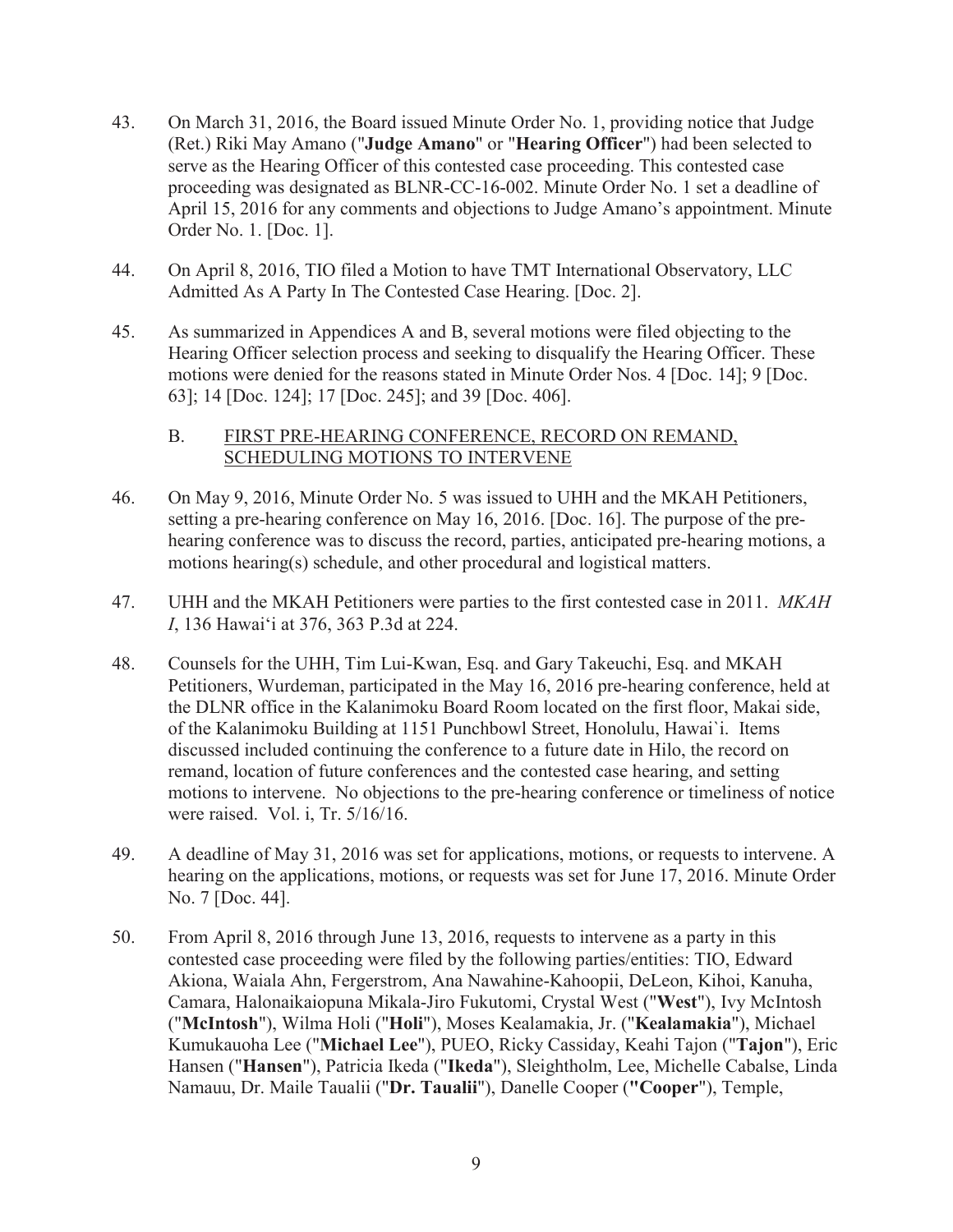43. On March 31, 2016, the Board issued Minute Order No. 1, providing notice that Judge (Ret.) Riki May Amano ("**Judge Amano**" or "**Hearing Officer**") had been selected to serve as the Hearing Officer of this contested case proceeding. This contested case proceeding was designated as BLNR-CC-16-002. Minute Order No. 1 set a deadline of April 15, 2016 for any comments and objections to Judge Amano's appointment. Minute Order No. 1. [Doc. 1].

44. On April 8, 2016, TIO filed a Motion to have TMT International Observatory, LLC Admitted As A Party In The Contested Case Hearing. [Doc. 2].

45. As summarized in Appendices A and B, several motions were filed objecting to the Hearing Officer selection process and seeking to disqualify the Hearing Officer. These motions were denied for the reasons stated in Minute Order Nos. 4 [Doc. 14]; 9 [Doc. 63]; 14 [Doc. 124]; 17 [Doc. 245]; and 39 [Doc. 406].

### B. <u>FIRST PRE-HEARING CONFERENCE, RECORD ON REMAND, SCHEDULING MOTIONS TO INTERVENE</u>

46. On May 9, 2016, Minute Order No. 5 was issued to UHH and the MKAH Petitioners, setting a pre-hearing conference on May 16, 2016. [Doc. 16]. The purpose of the pre-hearing conference was to discuss the record, parties, anticipated pre-hearing motions, a motions hearing(s) schedule, and other procedural and logistical matters.

47. UHH and the MKAH Petitioners were parties to the first contested case in 2011. *MKAH I*, 136 Hawai'i at 376, 363 P.3d at 224.

48. Counsels for the UHH, Tim Lui-Kwan, Esq. and Gary Takeuchi, Esq. and MKAH Petitioners, Wurdeman, participated in the May 16, 2016 pre-hearing conference, held at the DLNR office in the Kalanimoku Board Room located on the first floor, Makai side, of the Kalanimoku Building at 1151 Punchbowl Street, Honolulu, Hawai`i. Items discussed included continuing the conference to a future date in Hilo, the record on remand, location of future conferences and the contested case hearing, and setting motions to intervene. No objections to the pre-hearing conference or timeliness of notice were raised. Vol. i, Tr. 5/16/16.

49. A deadline of May 31, 2016 was set for applications, motions, or requests to intervene. A hearing on the applications, motions, or requests was set for June 17, 2016. Minute Order No. 7 [Doc. 44].

50. From April 8, 2016 through June 13, 2016, requests to intervene as a party in this contested case proceeding were filed by the following parties/entities: TIO, Edward Akiona, Waiala Ahn, Fergerstrom, Ana Nawahine-Kahoopii, DeLeon, Kihoi, Kanuha, Camara, Halonaikaiopuna Mikala-Jiro Fukutomi, Crystal West ("**West**"), Ivy McIntosh ("**McIntosh**"), Wilma Holi ("**Holi**"), Moses Kealamakia, Jr. ("**Kealamakia**"), Michael Kumukauoha Lee ("**Michael Lee**"), PUEO, Ricky Cassiday, Keahi Tajon ("**Tajon**"), Eric Hansen ("**Hansen**"), Patricia Ikeda ("**Ikeda**"), Sleightholm, Lee, Michelle Cabalse, Linda Namauu, Dr. Maile Taualii ("**Dr. Taualii**"), Danelle Cooper ("**Cooper**"), Temple,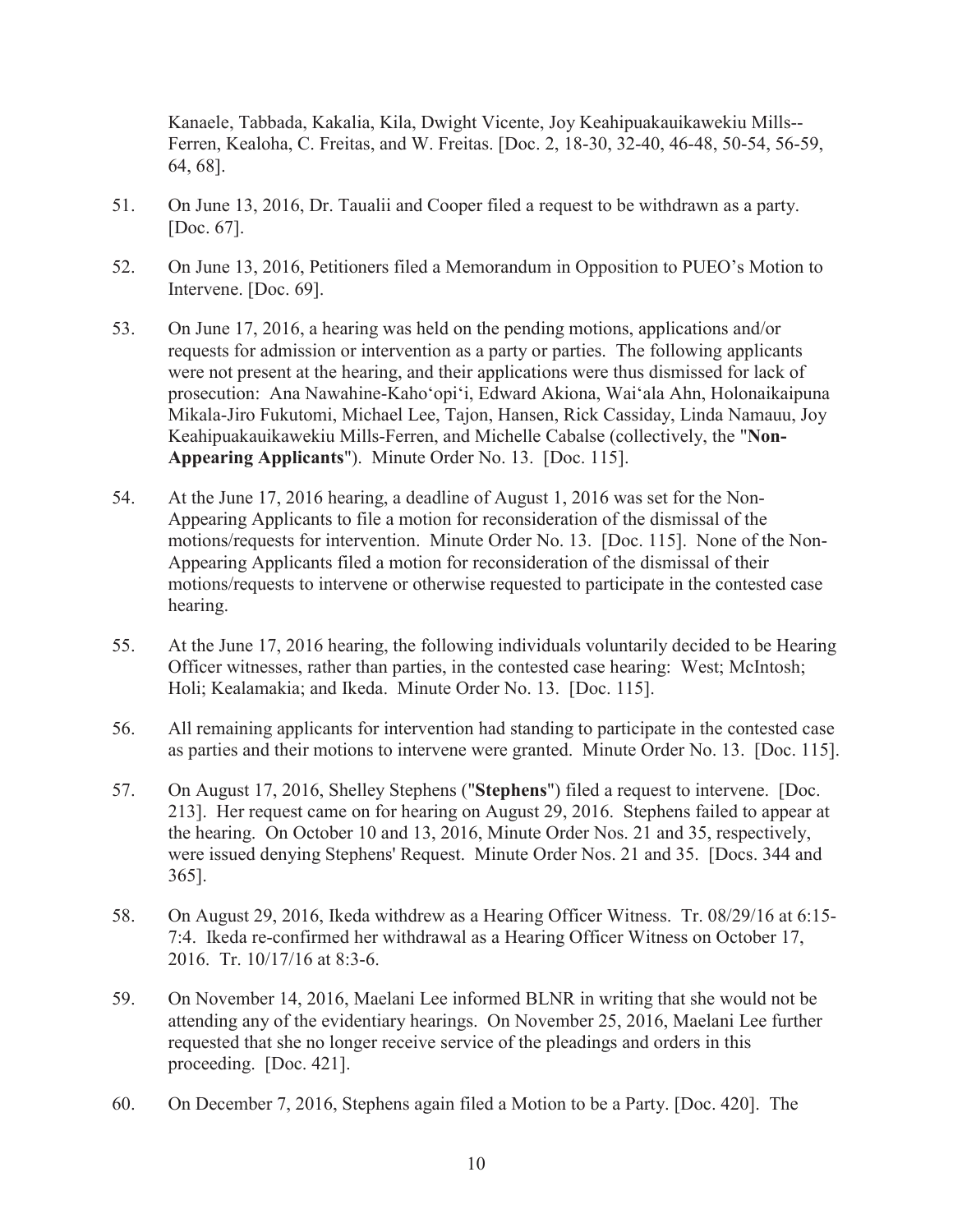Kanaele, Tabbada, Kakalia, Kila, Dwight Vicente, Joy Keahipuakauikawekiu Mills--Ferren, Kealoha, C. Freitas, and W. Freitas. [Doc. 2, 18-30, 32-40, 46-48, 50-54, 56-59, 64, 68].

51. On June 13, 2016, Dr. Taualii and Cooper filed a request to be withdrawn as a party. [Doc. 67].

52. On June 13, 2016, Petitioners filed a Memorandum in Opposition to PUEO's Motion to Intervene. [Doc. 69].

53. On June 17, 2016, a hearing was held on the pending motions, applications and/or requests for admission or intervention as a party or parties. The following applicants were not present at the hearing, and their applications were thus dismissed for lack of prosecution: Ana Nawahine-Kahoʻopiʻi, Edward Akiona, Waiʻala Ahn, Holonaikaipuna Mikala-Jiro Fukutomi, Michael Lee, Tajon, Hansen, Rick Cassiday, Linda Namauu, Joy Keahipuakauikawekiu Mills-Ferren, and Michelle Cabalse (collectively, the "**Non-Appearing Applicants**"). Minute Order No. 13. [Doc. 115].

54. At the June 17, 2016 hearing, a deadline of August 1, 2016 was set for the Non-Appearing Applicants to file a motion for reconsideration of the dismissal of the motions/requests for intervention. Minute Order No. 13. [Doc. 115]. None of the Non-Appearing Applicants filed a motion for reconsideration of the dismissal of their motions/requests to intervene or otherwise requested to participate in the contested case hearing.

55. At the June 17, 2016 hearing, the following individuals voluntarily decided to be Hearing Officer witnesses, rather than parties, in the contested case hearing: West; McIntosh; Holi; Kealamakia; and Ikeda. Minute Order No. 13. [Doc. 115].

56. All remaining applicants for intervention had standing to participate in the contested case as parties and their motions to intervene were granted. Minute Order No. 13. [Doc. 115].

57. On August 17, 2016, Shelley Stephens ("**Stephens**") filed a request to intervene. [Doc. 213]. Her request came on for hearing on August 29, 2016. Stephens failed to appear at the hearing. On October 10 and 13, 2016, Minute Order Nos. 21 and 35, respectively, were issued denying Stephens' Request. Minute Order Nos. 21 and 35. [Docs. 344 and 365].

58. On August 29, 2016, Ikeda withdrew as a Hearing Officer Witness. Tr. 08/29/16 at 6:15-7:4. Ikeda re-confirmed her withdrawal as a Hearing Officer Witness on October 17, 2016. Tr. 10/17/16 at 8:3-6.

59. On November 14, 2016, Maelani Lee informed BLNR in writing that she would not be attending any of the evidentiary hearings. On November 25, 2016, Maelani Lee further requested that she no longer receive service of the pleadings and orders in this proceeding. [Doc. 421].

60. On December 7, 2016, Stephens again filed a Motion to be a Party. [Doc. 420]. The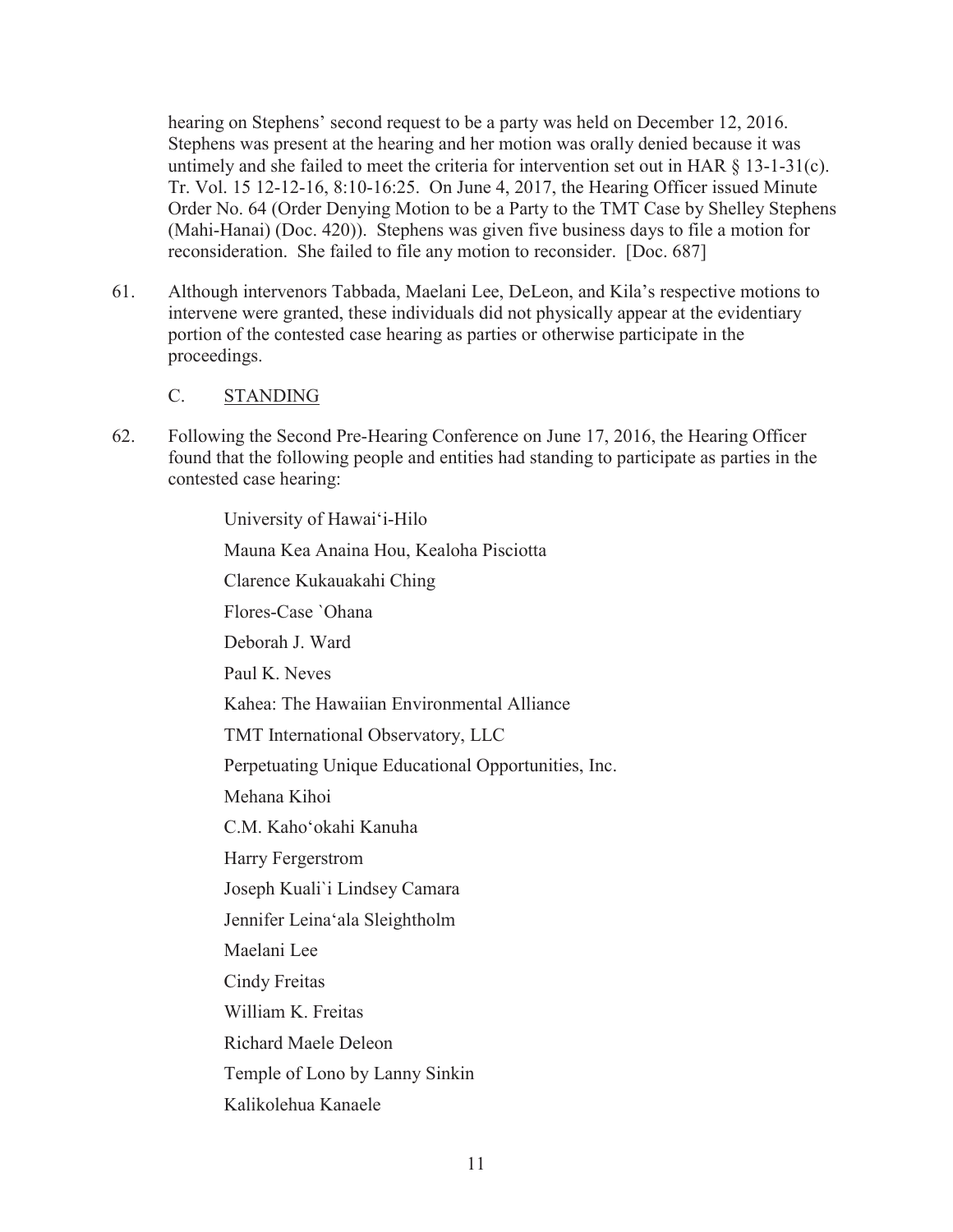hearing on Stephens' second request to be a party was held on December 12, 2016. Stephens was present at the hearing and her motion was orally denied because it was untimely and she failed to meet the criteria for intervention set out in HAR § 13-1-31(c). Tr. Vol. 15 12-12-16, 8:10-16:25. On June 4, 2017, the Hearing Officer issued Minute Order No. 64 (Order Denying Motion to be a Party to the TMT Case by Shelley Stephens (Mahi-Hanai) (Doc. 420)). Stephens was given five business days to file a motion for reconsideration. She failed to file any motion to reconsider. [Doc. 687]

61. Although intervenors Tabbada, Maelani Lee, DeLeon, and Kila's respective motions to intervene were granted, these individuals did not physically appear at the evidentiary portion of the contested case hearing as parties or otherwise participate in the proceedings.

### C. STANDING

62. Following the Second Pre-Hearing Conference on June 17, 2016, the Hearing Officer found that the following people and entities had standing to participate as parties in the contested case hearing:

    University of Hawai'i-Hilo
    
    Mauna Kea Anaina Hou, Kealoha Pisciotta
    
    Clarence Kukauakahi Ching
    
    Flores-Case `Ohana
    
    Deborah J. Ward
    
    Paul K. Neves
    
    Kahea: The Hawaiian Environmental Alliance
    
    TMT International Observatory, LLC
    
    Perpetuating Unique Educational Opportunities, Inc.
    
    Mehana Kihoi
    
    C.M. Kaho'okahi Kanuha
    
    Harry Fergerstrom
    
    Joseph Kuali`i Lindsey Camara
    
    Jennifer Leina'ala Sleightholm
    
    Maelani Lee
    
    Cindy Freitas
    
    William K. Freitas
    
    Richard Maele Deleon
    
    Temple of Lono by Lanny Sinkin
    
    Kalikolehua Kanaele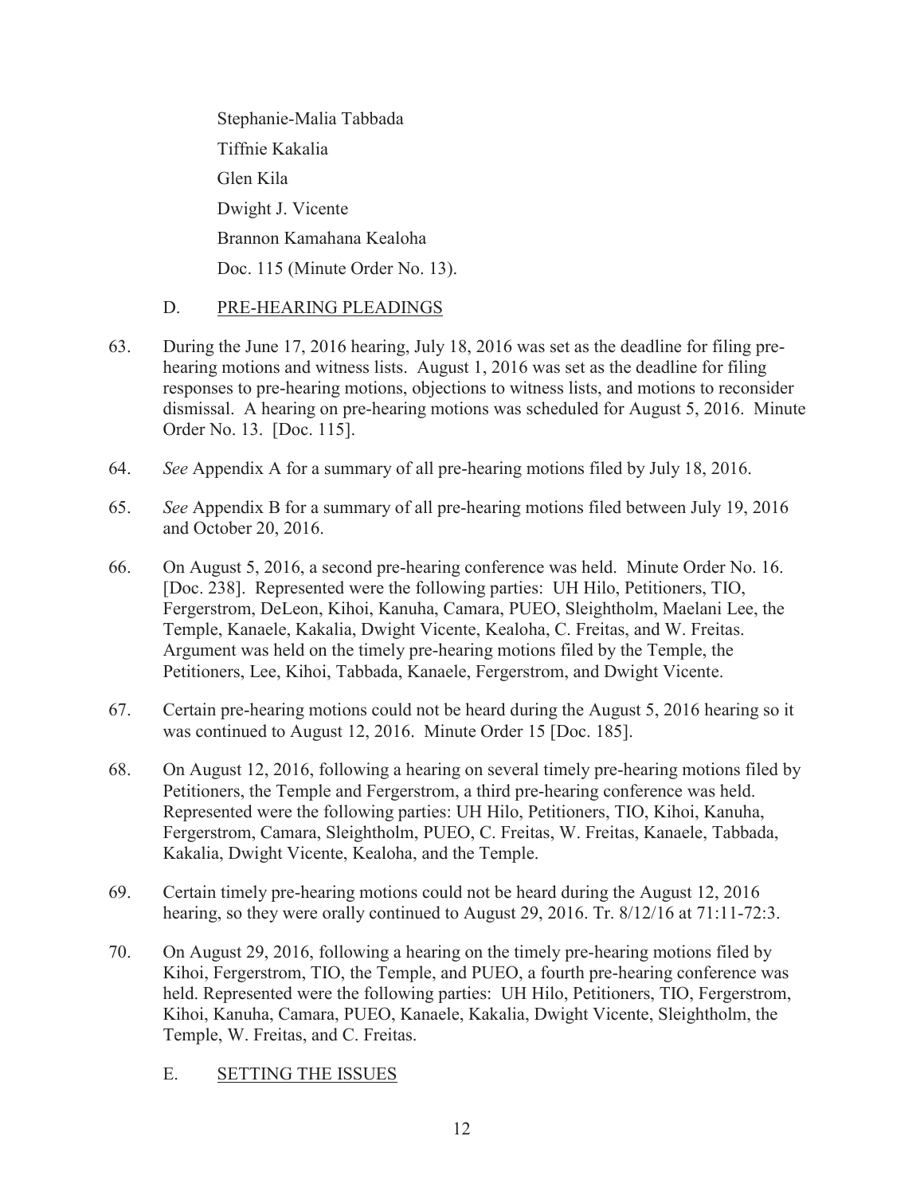Stephanie-Malia Tabbada

Tiffnie Kakalia

Glen Kila

Dwight J. Vicente

Brannon Kamahana Kealoha

Doc. 115 (Minute Order No. 13).

D. PRE-HEARING PLEADINGS

63. During the June 17, 2016 hearing, July 18, 2016 was set as the deadline for filing pre-hearing motions and witness lists. August 1, 2016 was set as the deadline for filing responses to pre-hearing motions, objections to witness lists, and motions to reconsider dismissal. A hearing on pre-hearing motions was scheduled for August 5, 2016. Minute Order No. 13. [Doc. 115].

64. *See* Appendix A for a summary of all pre-hearing motions filed by July 18, 2016.

65. *See* Appendix B for a summary of all pre-hearing motions filed between July 19, 2016 and October 20, 2016.

66. On August 5, 2016, a second pre-hearing conference was held. Minute Order No. 16. [Doc. 238]. Represented were the following parties: UH Hilo, Petitioners, TIO, Fergerstrom, DeLeon, Kihoi, Kanuha, Camara, PUEO, Sleightholm, Maelani Lee, the Temple, Kanaele, Kakalia, Dwight Vicente, Kealoha, C. Freitas, and W. Freitas. Argument was held on the timely pre-hearing motions filed by the Temple, the Petitioners, Lee, Kihoi, Tabbada, Kanaele, Fergerstrom, and Dwight Vicente.

67. Certain pre-hearing motions could not be heard during the August 5, 2016 hearing so it was continued to August 12, 2016. Minute Order 15 [Doc. 185].

68. On August 12, 2016, following a hearing on several timely pre-hearing motions filed by Petitioners, the Temple and Fergerstrom, a third pre-hearing conference was held. Represented were the following parties: UH Hilo, Petitioners, TIO, Kihoi, Kanuha, Fergerstrom, Camara, Sleightholm, PUEO, C. Freitas, W. Freitas, Kanaele, Tabbada, Kakalia, Dwight Vicente, Kealoha, and the Temple.

69. Certain timely pre-hearing motions could not be heard during the August 12, 2016 hearing, so they were orally continued to August 29, 2016. Tr. 8/12/16 at 71:11-72:3.

70. On August 29, 2016, following a hearing on the timely pre-hearing motions filed by Kihoi, Fergerstrom, TIO, the Temple, and PUEO, a fourth pre-hearing conference was held. Represented were the following parties: UH Hilo, Petitioners, TIO, Fergerstrom, Kihoi, Kanuha, Camara, PUEO, Kanaele, Kakalia, Dwight Vicente, Sleightholm, the Temple, W. Freitas, and C. Freitas.

E. SETTING THE ISSUES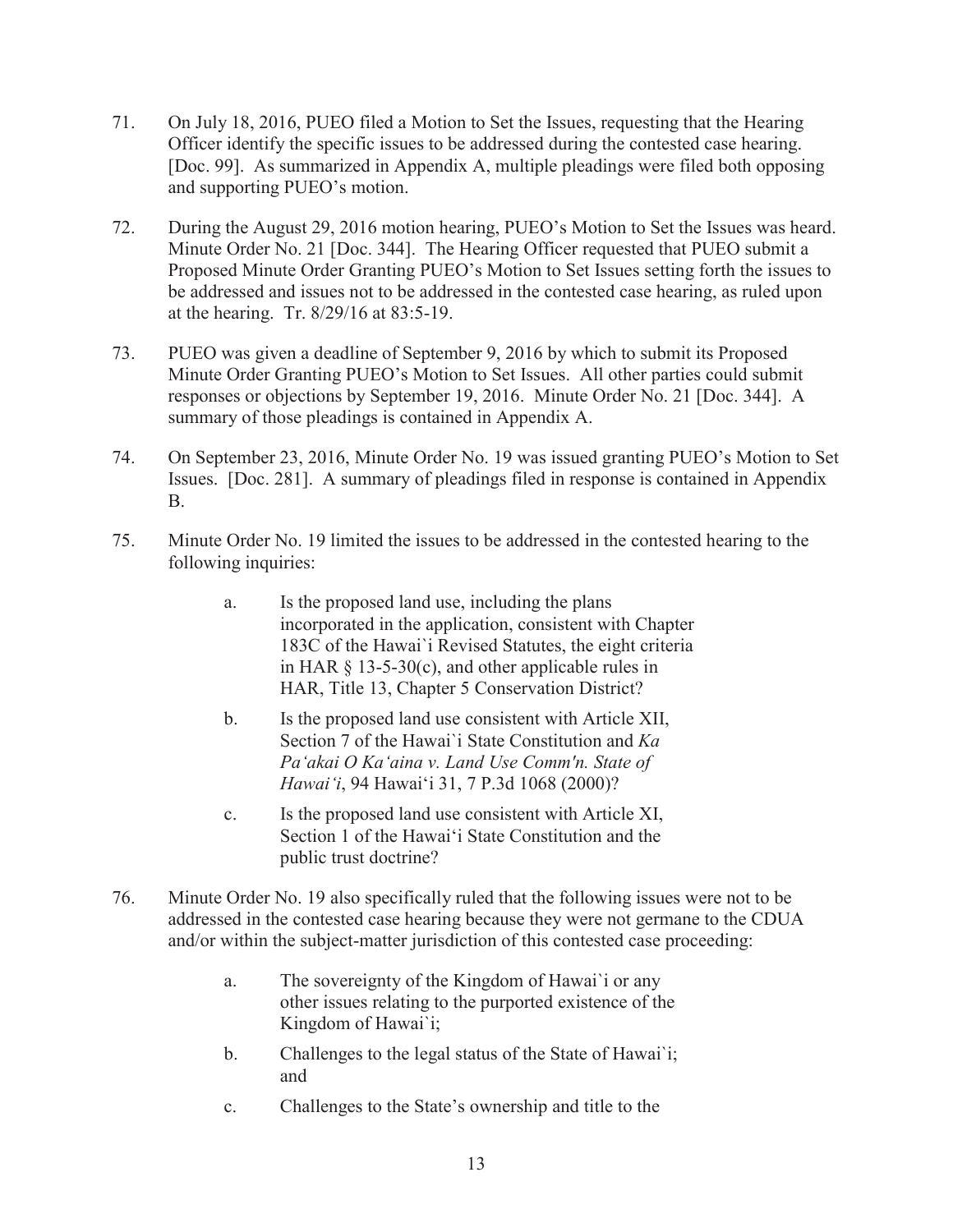71. On July 18, 2016, PUEO filed a Motion to Set the Issues, requesting that the Hearing Officer identify the specific issues to be addressed during the contested case hearing. [Doc. 99]. As summarized in Appendix A, multiple pleadings were filed both opposing and supporting PUEO's motion.

72. During the August 29, 2016 motion hearing, PUEO's Motion to Set the Issues was heard. Minute Order No. 21 [Doc. 344]. The Hearing Officer requested that PUEO submit a Proposed Minute Order Granting PUEO's Motion to Set Issues setting forth the issues to be addressed and issues not to be addressed in the contested case hearing, as ruled upon at the hearing. Tr. 8/29/16 at 83:5-19.

73. PUEO was given a deadline of September 9, 2016 by which to submit its Proposed Minute Order Granting PUEO's Motion to Set Issues. All other parties could submit responses or objections by September 19, 2016. Minute Order No. 21 [Doc. 344]. A summary of those pleadings is contained in Appendix A.

74. On September 23, 2016, Minute Order No. 19 was issued granting PUEO's Motion to Set Issues. [Doc. 281]. A summary of pleadings filed in response is contained in Appendix B.

75. Minute Order No. 19 limited the issues to be addressed in the contested hearing to the following inquiries:

    a. Is the proposed land use, including the plans incorporated in the application, consistent with Chapter 183C of the Hawai`i Revised Statutes, the eight criteria in HAR § 13-5-30(c), and other applicable rules in HAR, Title 13, Chapter 5 Conservation District?

    b. Is the proposed land use consistent with Article XII, Section 7 of the Hawai`i State Constitution and *Ka Pa'akai O Ka'aina v. Land Use Comm'n. State of Hawai'i*, 94 Hawai'i 31, 7 P.3d 1068 (2000)?

    c. Is the proposed land use consistent with Article XI, Section 1 of the Hawai'i State Constitution and the public trust doctrine?

76. Minute Order No. 19 also specifically ruled that the following issues were not to be addressed in the contested case hearing because they were not germane to the CDUA and/or within the subject-matter jurisdiction of this contested case proceeding:

    a. The sovereignty of the Kingdom of Hawai`i or any other issues relating to the purported existence of the Kingdom of Hawai`i;

    b. Challenges to the legal status of the State of Hawai`i; and

    c. Challenges to the State's ownership and title to the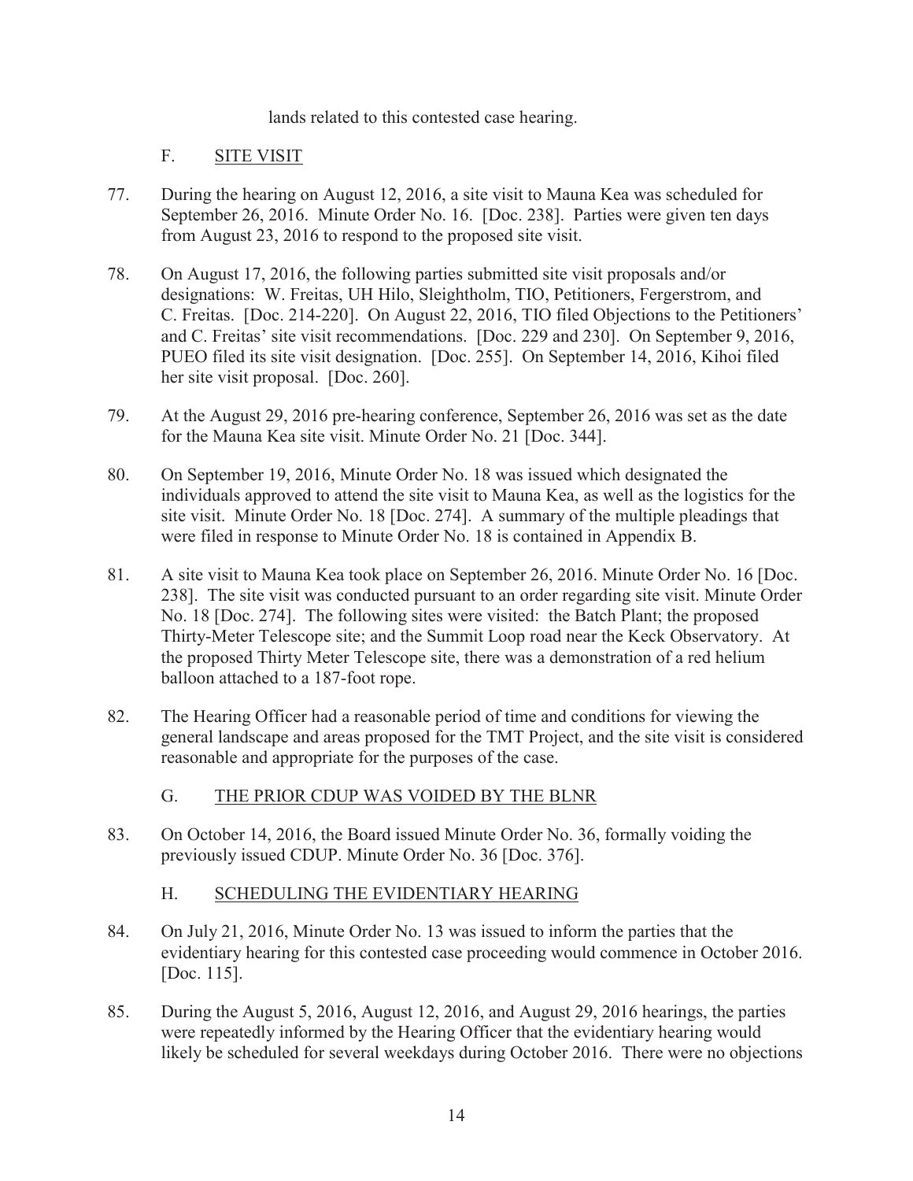lands related to this contested case hearing.

## F. SITE VISIT

77. During the hearing on August 12, 2016, a site visit to Mauna Kea was scheduled for September 26, 2016. Minute Order No. 16. [Doc. 238]. Parties were given ten days from August 23, 2016 to respond to the proposed site visit.

78. On August 17, 2016, the following parties submitted site visit proposals and/or designations: W. Freitas, UH Hilo, Sleightholm, TIO, Petitioners, Fergerstrom, and C. Freitas. [Doc. 214-220]. On August 22, 2016, TIO filed Objections to the Petitioners' and C. Freitas' site visit recommendations. [Doc. 229 and 230]. On September 9, 2016, PUEO filed its site visit designation. [Doc. 255]. On September 14, 2016, Kihoi filed her site visit proposal. [Doc. 260].

79. At the August 29, 2016 pre-hearing conference, September 26, 2016 was set as the date for the Mauna Kea site visit. Minute Order No. 21 [Doc. 344].

80. On September 19, 2016, Minute Order No. 18 was issued which designated the individuals approved to attend the site visit to Mauna Kea, as well as the logistics for the site visit. Minute Order No. 18 [Doc. 274]. A summary of the multiple pleadings that were filed in response to Minute Order No. 18 is contained in Appendix B.

81. A site visit to Mauna Kea took place on September 26, 2016. Minute Order No. 16 [Doc. 238]. The site visit was conducted pursuant to an order regarding site visit. Minute Order No. 18 [Doc. 274]. The following sites were visited: the Batch Plant; the proposed Thirty-Meter Telescope site; and the Summit Loop road near the Keck Observatory. At the proposed Thirty Meter Telescope site, there was a demonstration of a red helium balloon attached to a 187-foot rope.

82. The Hearing Officer had a reasonable period of time and conditions for viewing the general landscape and areas proposed for the TMT Project, and the site visit is considered reasonable and appropriate for the purposes of the case.

## G. THE PRIOR CDUP WAS VOIDED BY THE BLNR

83. On October 14, 2016, the Board issued Minute Order No. 36, formally voiding the previously issued CDUP. Minute Order No. 36 [Doc. 376].

## H. SCHEDULING THE EVIDENTIARY HEARING

84. On July 21, 2016, Minute Order No. 13 was issued to inform the parties that the evidentiary hearing for this contested case proceeding would commence in October 2016. [Doc. 115].

85. During the August 5, 2016, August 12, 2016, and August 29, 2016 hearings, the parties were repeatedly informed by the Hearing Officer that the evidentiary hearing would likely be scheduled for several weekdays during October 2016. There were no objections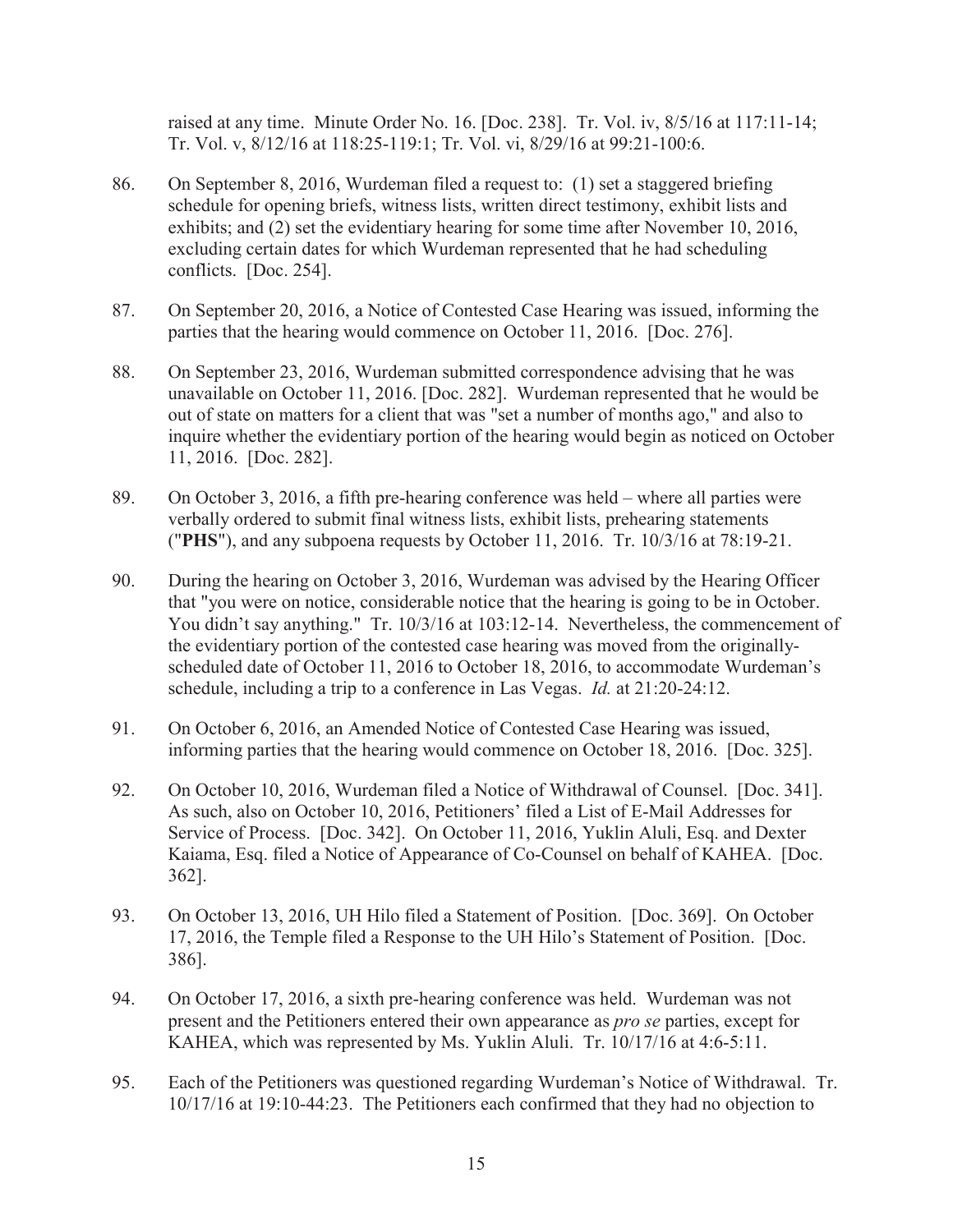raised at any time. Minute Order No. 16. [Doc. 238]. Tr. Vol. iv, 8/5/16 at 117:11-14; Tr. Vol. v, 8/12/16 at 118:25-119:1; Tr. Vol. vi, 8/29/16 at 99:21-100:6.

86. On September 8, 2016, Wurdeman filed a request to: (1) set a staggered briefing schedule for opening briefs, witness lists, written direct testimony, exhibit lists and exhibits; and (2) set the evidentiary hearing for some time after November 10, 2016, excluding certain dates for which Wurdeman represented that he had scheduling conflicts. [Doc. 254].

87. On September 20, 2016, a Notice of Contested Case Hearing was issued, informing the parties that the hearing would commence on October 11, 2016. [Doc. 276].

88. On September 23, 2016, Wurdeman submitted correspondence advising that he was unavailable on October 11, 2016. [Doc. 282]. Wurdeman represented that he would be out of state on matters for a client that was "set a number of months ago," and also to inquire whether the evidentiary portion of the hearing would begin as noticed on October 11, 2016. [Doc. 282].

89. On October 3, 2016, a fifth pre-hearing conference was held – where all parties were verbally ordered to submit final witness lists, exhibit lists, prehearing statements ("**PHS**"), and any subpoena requests by October 11, 2016. Tr. 10/3/16 at 78:19-21.

90. During the hearing on October 3, 2016, Wurdeman was advised by the Hearing Officer that "you were on notice, considerable notice that the hearing is going to be in October. You didn't say anything." Tr. 10/3/16 at 103:12-14. Nevertheless, the commencement of the evidentiary portion of the contested case hearing was moved from the originally-scheduled date of October 11, 2016 to October 18, 2016, to accommodate Wurdeman's schedule, including a trip to a conference in Las Vegas. *Id.* at 21:20-24:12.

91. On October 6, 2016, an Amended Notice of Contested Case Hearing was issued, informing parties that the hearing would commence on October 18, 2016. [Doc. 325].

92. On October 10, 2016, Wurdeman filed a Notice of Withdrawal of Counsel. [Doc. 341]. As such, also on October 10, 2016, Petitioners' filed a List of E-Mail Addresses for Service of Process. [Doc. 342]. On October 11, 2016, Yuklin Aluli, Esq. and Dexter Kaiama, Esq. filed a Notice of Appearance of Co-Counsel on behalf of KAHEA. [Doc. 362].

93. On October 13, 2016, UH Hilo filed a Statement of Position. [Doc. 369]. On October 17, 2016, the Temple filed a Response to the UH Hilo's Statement of Position. [Doc. 386].

94. On October 17, 2016, a sixth pre-hearing conference was held. Wurdeman was not present and the Petitioners entered their own appearance as *pro se* parties, except for KAHEA, which was represented by Ms. Yuklin Aluli. Tr. 10/17/16 at 4:6-5:11.

95. Each of the Petitioners was questioned regarding Wurdeman's Notice of Withdrawal. Tr. 10/17/16 at 19:10-44:23. The Petitioners each confirmed that they had no objection to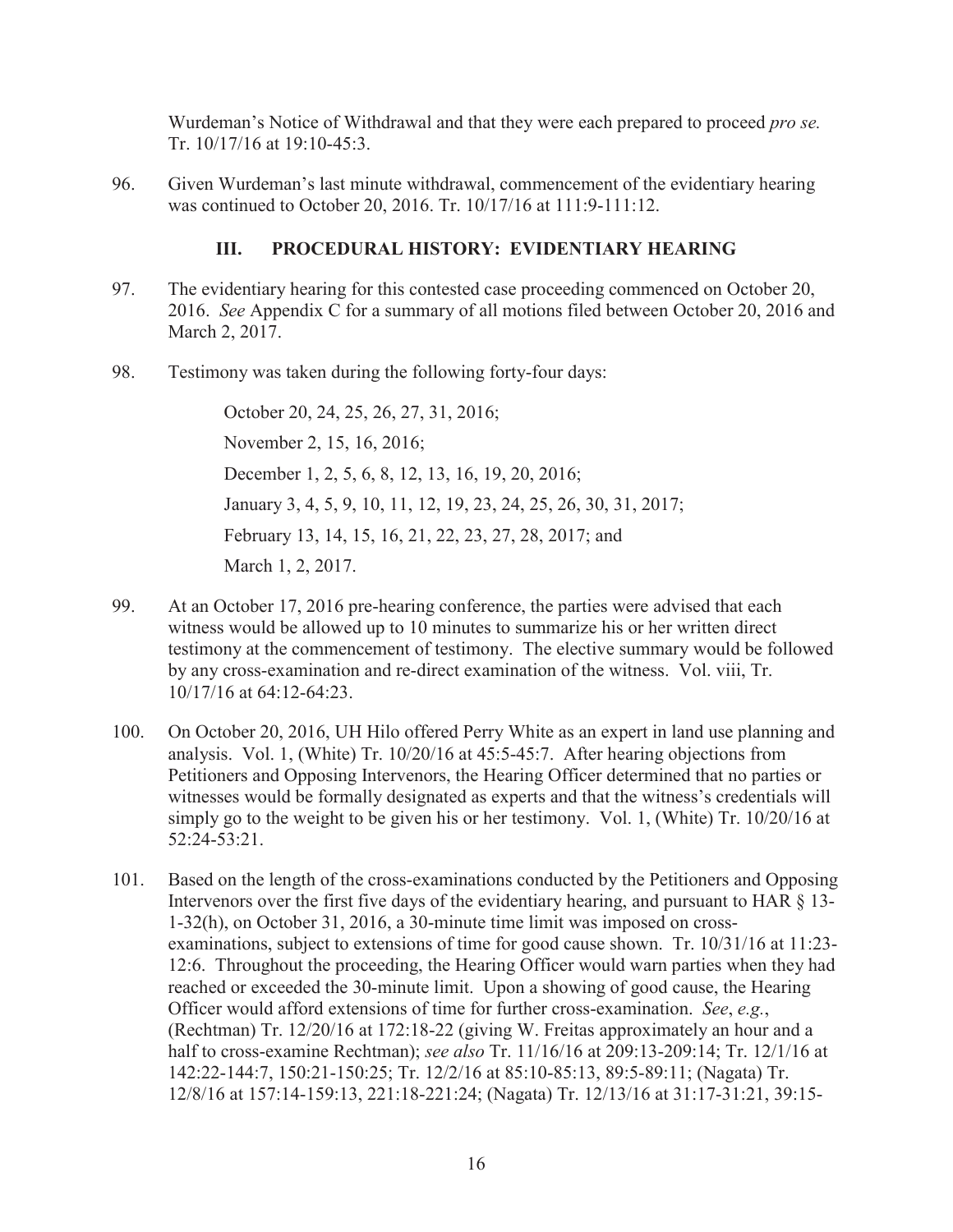Wurdeman's Notice of Withdrawal and that they were each prepared to proceed *pro se.* Tr. 10/17/16 at 19:10-45:3.

96. Given Wurdeman's last minute withdrawal, commencement of the evidentiary hearing was continued to October 20, 2016. Tr. 10/17/16 at 111:9-111:12.

### III. PROCEDURAL HISTORY: EVIDENTIARY HEARING

97. The evidentiary hearing for this contested case proceeding commenced on October 20, 2016. *See* Appendix C for a summary of all motions filed between October 20, 2016 and March 2, 2017.

98. Testimony was taken during the following forty-four days:

    October 20, 24, 25, 26, 27, 31, 2016;

    November 2, 15, 16, 2016;

    December 1, 2, 5, 6, 8, 12, 13, 16, 19, 20, 2016;

    January 3, 4, 5, 9, 10, 11, 12, 19, 23, 24, 25, 26, 30, 31, 2017;

    February 13, 14, 15, 16, 21, 22, 23, 27, 28, 2017; and

    March 1, 2, 2017.

99. At an October 17, 2016 pre-hearing conference, the parties were advised that each witness would be allowed up to 10 minutes to summarize his or her written direct testimony at the commencement of testimony. The elective summary would be followed by any cross-examination and re-direct examination of the witness. Vol. viii, Tr. 10/17/16 at 64:12-64:23.

100. On October 20, 2016, UH Hilo offered Perry White as an expert in land use planning and analysis. Vol. 1, (White) Tr. 10/20/16 at 45:5-45:7. After hearing objections from Petitioners and Opposing Intervenors, the Hearing Officer determined that no parties or witnesses would be formally designated as experts and that the witness's credentials will simply go to the weight to be given his or her testimony. Vol. 1, (White) Tr. 10/20/16 at 52:24-53:21.

101. Based on the length of the cross-examinations conducted by the Petitioners and Opposing Intervenors over the first five days of the evidentiary hearing, and pursuant to HAR § 13-1-32(h), on October 31, 2016, a 30-minute time limit was imposed on cross-examinations, subject to extensions of time for good cause shown. Tr. 10/31/16 at 11:23-12:6. Throughout the proceeding, the Hearing Officer would warn parties when they had reached or exceeded the 30-minute limit. Upon a showing of good cause, the Hearing Officer would afford extensions of time for further cross-examination. *See*, *e.g.*, (Rechtman) Tr. 12/20/16 at 172:18-22 (giving W. Freitas approximately an hour and a half to cross-examine Rechtman); *see also* Tr. 11/16/16 at 209:13-209:14; Tr. 12/1/16 at 142:22-144:7, 150:21-150:25; Tr. 12/2/16 at 85:10-85:13, 89:5-89:11; (Nagata) Tr. 12/8/16 at 157:14-159:13, 221:18-221:24; (Nagata) Tr. 12/13/16 at 31:17-31:21, 39:15-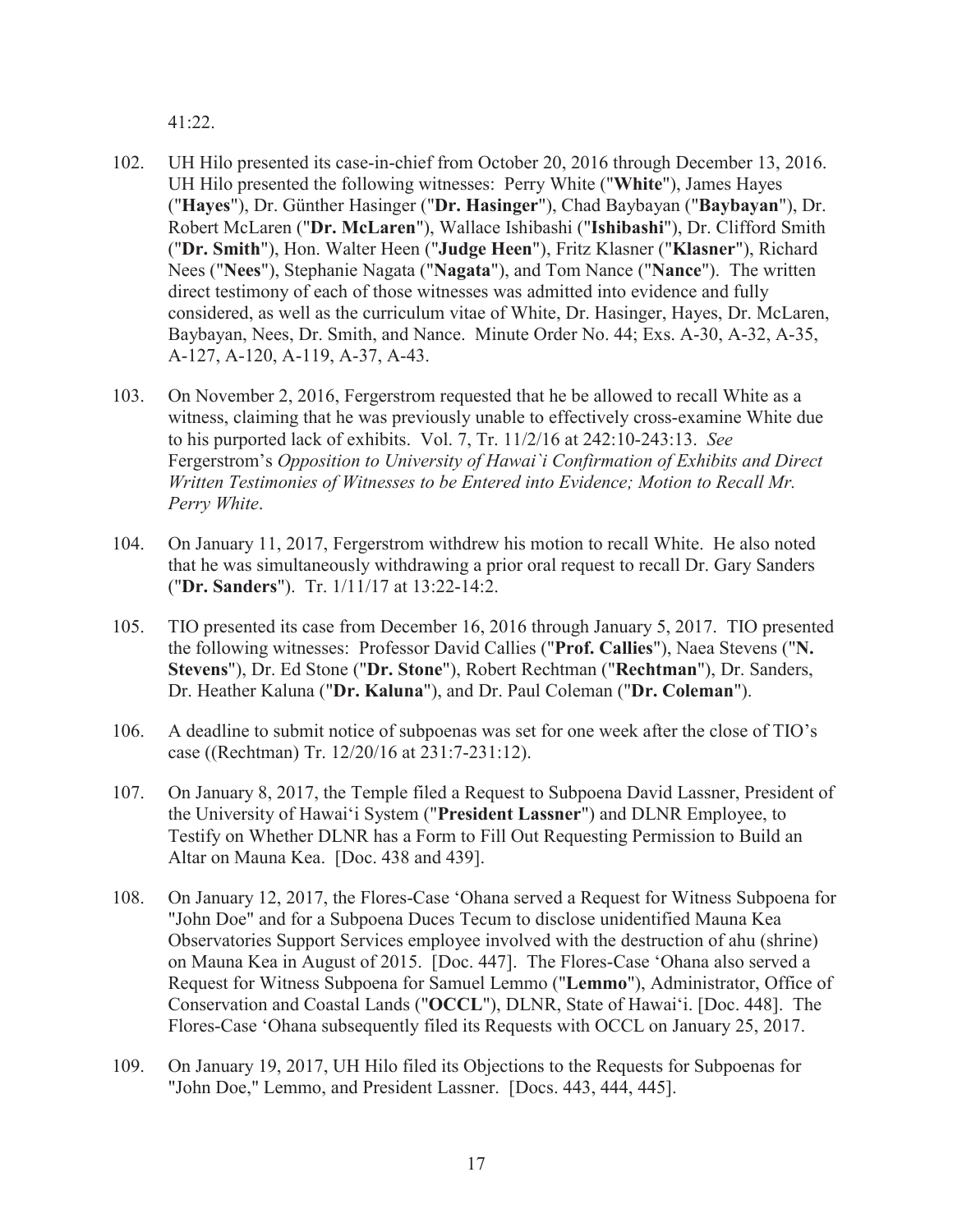41:22.

102. UH Hilo presented its case-in-chief from October 20, 2016 through December 13, 2016. UH Hilo presented the following witnesses: Perry White ("**White**"), James Hayes ("**Hayes**"), Dr. Günther Hasinger ("**Dr. Hasinger**"), Chad Baybayan ("**Baybayan**"), Dr. Robert McLaren ("**Dr. McLaren**"), Wallace Ishibashi ("**Ishibashi**"), Dr. Clifford Smith ("**Dr. Smith**"), Hon. Walter Heen ("**Judge Heen**"), Fritz Klasner ("**Klasner**"), Richard Nees ("**Nees**"), Stephanie Nagata ("**Nagata**"), and Tom Nance ("**Nance**"). The written direct testimony of each of those witnesses was admitted into evidence and fully considered, as well as the curriculum vitae of White, Dr. Hasinger, Hayes, Dr. McLaren, Baybayan, Nees, Dr. Smith, and Nance. Minute Order No. 44; Exs. A-30, A-32, A-35, A-127, A-120, A-119, A-37, A-43.

103. On November 2, 2016, Fergerstrom requested that he be allowed to recall White as a witness, claiming that he was previously unable to effectively cross-examine White due to his purported lack of exhibits. Vol. 7, Tr. 11/2/16 at 242:10-243:13. *See* Fergerstrom's *Opposition to University of Hawai`i Confirmation of Exhibits and Direct Written Testimonies of Witnesses to be Entered into Evidence; Motion to Recall Mr. Perry White*.

104. On January 11, 2017, Fergerstrom withdrew his motion to recall White. He also noted that he was simultaneously withdrawing a prior oral request to recall Dr. Gary Sanders ("**Dr. Sanders**"). Tr. 1/11/17 at 13:22-14:2.

105. TIO presented its case from December 16, 2016 through January 5, 2017. TIO presented the following witnesses: Professor David Callies ("**Prof. Callies**"), Naea Stevens ("**N. Stevens**"), Dr. Ed Stone ("**Dr. Stone**"), Robert Rechtman ("**Rechtman**"), Dr. Sanders, Dr. Heather Kaluna ("**Dr. Kaluna**"), and Dr. Paul Coleman ("**Dr. Coleman**").

106. A deadline to submit notice of subpoenas was set for one week after the close of TIO's case ((Rechtman) Tr. 12/20/16 at 231:7-231:12).

107. On January 8, 2017, the Temple filed a Request to Subpoena David Lassner, President of the University of Hawai'i System ("**President Lassner**") and DLNR Employee, to Testify on Whether DLNR has a Form to Fill Out Requesting Permission to Build an Altar on Mauna Kea. [Doc. 438 and 439].

108. On January 12, 2017, the Flores-Case 'Ohana served a Request for Witness Subpoena for "John Doe" and for a Subpoena Duces Tecum to disclose unidentified Mauna Kea Observatories Support Services employee involved with the destruction of ahu (shrine) on Mauna Kea in August of 2015. [Doc. 447]. The Flores-Case 'Ohana also served a Request for Witness Subpoena for Samuel Lemmo ("**Lemmo**"), Administrator, Office of Conservation and Coastal Lands ("**OCCL**"), DLNR, State of Hawai'i. [Doc. 448]. The Flores-Case 'Ohana subsequently filed its Requests with OCCL on January 25, 2017.

109. On January 19, 2017, UH Hilo filed its Objections to the Requests for Subpoenas for "John Doe," Lemmo, and President Lassner. [Docs. 443, 444, 445].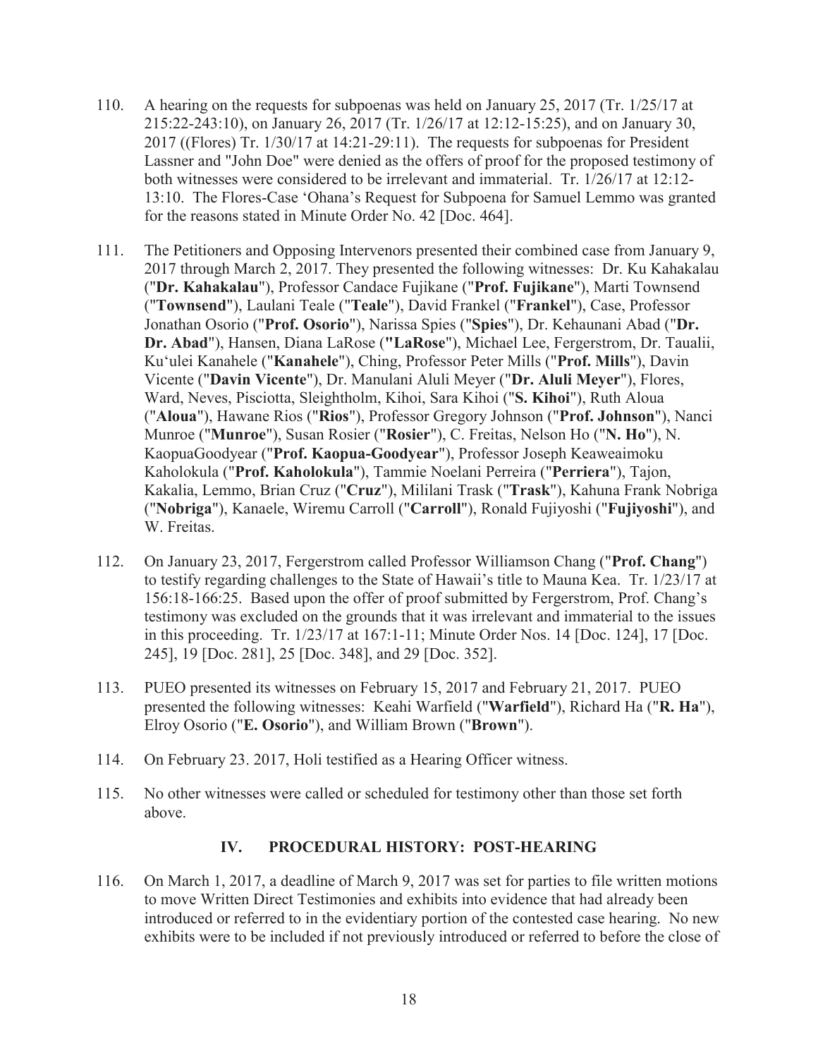110. A hearing on the requests for subpoenas was held on January 25, 2017 (Tr. 1/25/17 at 215:22-243:10), on January 26, 2017 (Tr. 1/26/17 at 12:12-15:25), and on January 30, 2017 ((Flores) Tr. 1/30/17 at 14:21-29:11). The requests for subpoenas for President Lassner and "John Doe" were denied as the offers of proof for the proposed testimony of both witnesses were considered to be irrelevant and immaterial. Tr. 1/26/17 at 12:12-13:10. The Flores-Case ʻOhana's Request for Subpoena for Samuel Lemmo was granted for the reasons stated in Minute Order No. 42 [Doc. 464].

111. The Petitioners and Opposing Intervenors presented their combined case from January 9, 2017 through March 2, 2017. They presented the following witnesses: Dr. Ku Kahakalau ("**Dr. Kahakalau**"), Professor Candace Fujikane ("**Prof. Fujikane**"), Marti Townsend ("**Townsend**"), Laulani Teale ("**Teale**"), David Frankel ("**Frankel**"), Case, Professor Jonathan Osorio ("**Prof. Osorio**"), Narissa Spies ("**Spies**"), Dr. Kehaunani Abad ("**Dr. Dr. Abad**"), Hansen, Diana LaRose (**"LaRose**"), Michael Lee, Fergerstrom, Dr. Taualii, Kuʻulei Kanahele ("**Kanahele**"), Ching, Professor Peter Mills ("**Prof. Mills**"), Davin Vicente ("**Davin Vicente**"), Dr. Manulani Aluli Meyer ("**Dr. Aluli Meyer**"), Flores, Ward, Neves, Pisciotta, Sleightholm, Kihoi, Sara Kihoi ("**S. Kihoi**"), Ruth Aloua ("**Aloua**"), Hawane Rios ("**Rios**"), Professor Gregory Johnson ("**Prof. Johnson**"), Nanci Munroe ("**Munroe**"), Susan Rosier ("**Rosier**"), C. Freitas, Nelson Ho ("**N. Ho**"), N. KaopuaGoodyear ("**Prof. Kaopua-Goodyear**"), Professor Joseph Keaweaimoku Kaholokula ("**Prof. Kaholokula**"), Tammie Noelani Perreira ("**Perriera**"), Tajon, Kakalia, Lemmo, Brian Cruz ("**Cruz**"), Mililani Trask ("**Trask**"), Kahuna Frank Nobriga ("**Nobriga**"), Kanaele, Wiremu Carroll ("**Carroll**"), Ronald Fujiyoshi ("**Fujiyoshi**"), and W. Freitas.

112. On January 23, 2017, Fergerstrom called Professor Williamson Chang ("**Prof. Chang**") to testify regarding challenges to the State of Hawaii's title to Mauna Kea. Tr. 1/23/17 at 156:18-166:25. Based upon the offer of proof submitted by Fergerstrom, Prof. Chang's testimony was excluded on the grounds that it was irrelevant and immaterial to the issues in this proceeding. Tr. 1/23/17 at 167:1-11; Minute Order Nos. 14 [Doc. 124], 17 [Doc. 245], 19 [Doc. 281], 25 [Doc. 348], and 29 [Doc. 352].

113. PUEO presented its witnesses on February 15, 2017 and February 21, 2017. PUEO presented the following witnesses: Keahi Warfield ("**Warfield**"), Richard Ha ("**R. Ha**"), Elroy Osorio ("**E. Osorio**"), and William Brown ("**Brown**").

114. On February 23. 2017, Holi testified as a Hearing Officer witness.

115. No other witnesses were called or scheduled for testimony other than those set forth above.

## IV. PROCEDURAL HISTORY: POST-HEARING

116. On March 1, 2017, a deadline of March 9, 2017 was set for parties to file written motions to move Written Direct Testimonies and exhibits into evidence that had already been introduced or referred to in the evidentiary portion of the contested case hearing. No new exhibits were to be included if not previously introduced or referred to before the close of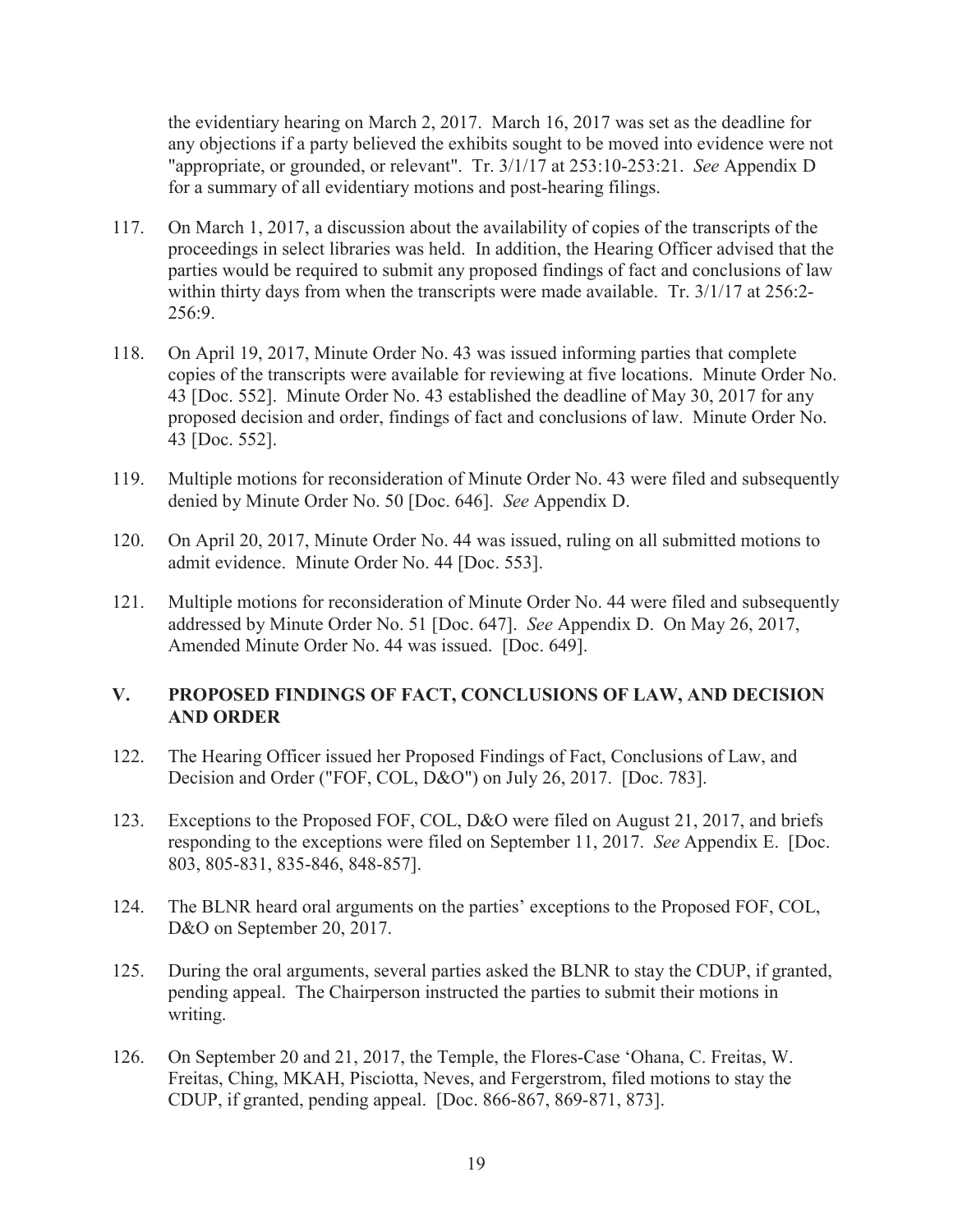the evidentiary hearing on March 2, 2017. March 16, 2017 was set as the deadline for any objections if a party believed the exhibits sought to be moved into evidence were not "appropriate, or grounded, or relevant". Tr. 3/1/17 at 253:10-253:21. *See* Appendix D for a summary of all evidentiary motions and post-hearing filings.

117. On March 1, 2017, a discussion about the availability of copies of the transcripts of the proceedings in select libraries was held. In addition, the Hearing Officer advised that the parties would be required to submit any proposed findings of fact and conclusions of law within thirty days from when the transcripts were made available. Tr. 3/1/17 at 256:2-256:9.

118. On April 19, 2017, Minute Order No. 43 was issued informing parties that complete copies of the transcripts were available for reviewing at five locations. Minute Order No. 43 [Doc. 552]. Minute Order No. 43 established the deadline of May 30, 2017 for any proposed decision and order, findings of fact and conclusions of law. Minute Order No. 43 [Doc. 552].

119. Multiple motions for reconsideration of Minute Order No. 43 were filed and subsequently denied by Minute Order No. 50 [Doc. 646]. *See* Appendix D.

120. On April 20, 2017, Minute Order No. 44 was issued, ruling on all submitted motions to admit evidence. Minute Order No. 44 [Doc. 553].

121. Multiple motions for reconsideration of Minute Order No. 44 were filed and subsequently addressed by Minute Order No. 51 [Doc. 647]. *See* Appendix D. On May 26, 2017, Amended Minute Order No. 44 was issued. [Doc. 649].

## V. PROPOSED FINDINGS OF FACT, CONCLUSIONS OF LAW, AND DECISION AND ORDER

122. The Hearing Officer issued her Proposed Findings of Fact, Conclusions of Law, and Decision and Order ("FOF, COL, D&O") on July 26, 2017. [Doc. 783].

123. Exceptions to the Proposed FOF, COL, D&O were filed on August 21, 2017, and briefs responding to the exceptions were filed on September 11, 2017. *See* Appendix E. [Doc. 803, 805-831, 835-846, 848-857].

124. The BLNR heard oral arguments on the parties' exceptions to the Proposed FOF, COL, D&O on September 20, 2017.

125. During the oral arguments, several parties asked the BLNR to stay the CDUP, if granted, pending appeal. The Chairperson instructed the parties to submit their motions in writing.

126. On September 20 and 21, 2017, the Temple, the Flores-Case ʻOhana, C. Freitas, W. Freitas, Ching, MKAH, Pisciotta, Neves, and Fergerstrom, filed motions to stay the CDUP, if granted, pending appeal. [Doc. 866-867, 869-871, 873].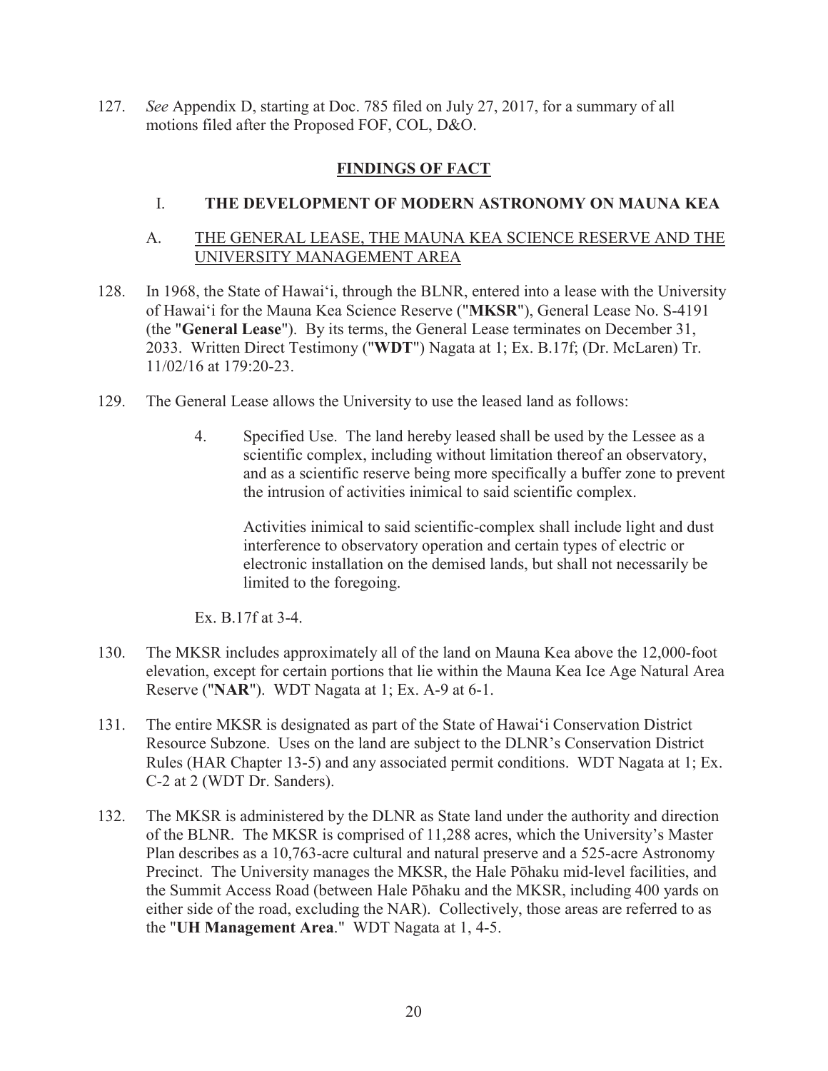127. *See* Appendix D, starting at Doc. 785 filed on July 27, 2017, for a summary of all motions filed after the Proposed FOF, COL, D&O.

## FINDINGS OF FACT

### I. THE DEVELOPMENT OF MODERN ASTRONOMY ON MAUNA KEA

#### A. THE GENERAL LEASE, THE MAUNA KEA SCIENCE RESERVE AND THE UNIVERSITY MANAGEMENT AREA

128. In 1968, the State of Hawai'i, through the BLNR, entered into a lease with the University of Hawai'i for the Mauna Kea Science Reserve ("**MKSR**"), General Lease No. S-4191 (the "**General Lease**"). By its terms, the General Lease terminates on December 31, 2033. Written Direct Testimony ("**WDT**") Nagata at 1; Ex. B.17f; (Dr. McLaren) Tr. 11/02/16 at 179:20-23.

129. The General Lease allows the University to use the leased land as follows:

    > 4. Specified Use. The land hereby leased shall be used by the Lessee as a scientific complex, including without limitation thereof an observatory, and as a scientific reserve being more specifically a buffer zone to prevent the intrusion of activities inimical to said scientific complex.
    >
    > Activities inimical to said scientific-complex shall include light and dust interference to observatory operation and certain types of electric or electronic installation on the demised lands, but shall not necessarily be limited to the foregoing.

    Ex. B.17f at 3-4.

130. The MKSR includes approximately all of the land on Mauna Kea above the 12,000-foot elevation, except for certain portions that lie within the Mauna Kea Ice Age Natural Area Reserve ("**NAR**"). WDT Nagata at 1; Ex. A-9 at 6-1.

131. The entire MKSR is designated as part of the State of Hawai'i Conservation District Resource Subzone. Uses on the land are subject to the DLNR's Conservation District Rules (HAR Chapter 13-5) and any associated permit conditions. WDT Nagata at 1; Ex. C-2 at 2 (WDT Dr. Sanders).

132. The MKSR is administered by the DLNR as State land under the authority and direction of the BLNR. The MKSR is comprised of 11,288 acres, which the University's Master Plan describes as a 10,763-acre cultural and natural preserve and a 525-acre Astronomy Precinct. The University manages the MKSR, the Hale Pōhaku mid-level facilities, and the Summit Access Road (between Hale Pōhaku and the MKSR, including 400 yards on either side of the road, excluding the NAR). Collectively, those areas are referred to as the "**UH Management Area**." WDT Nagata at 1, 4-5.